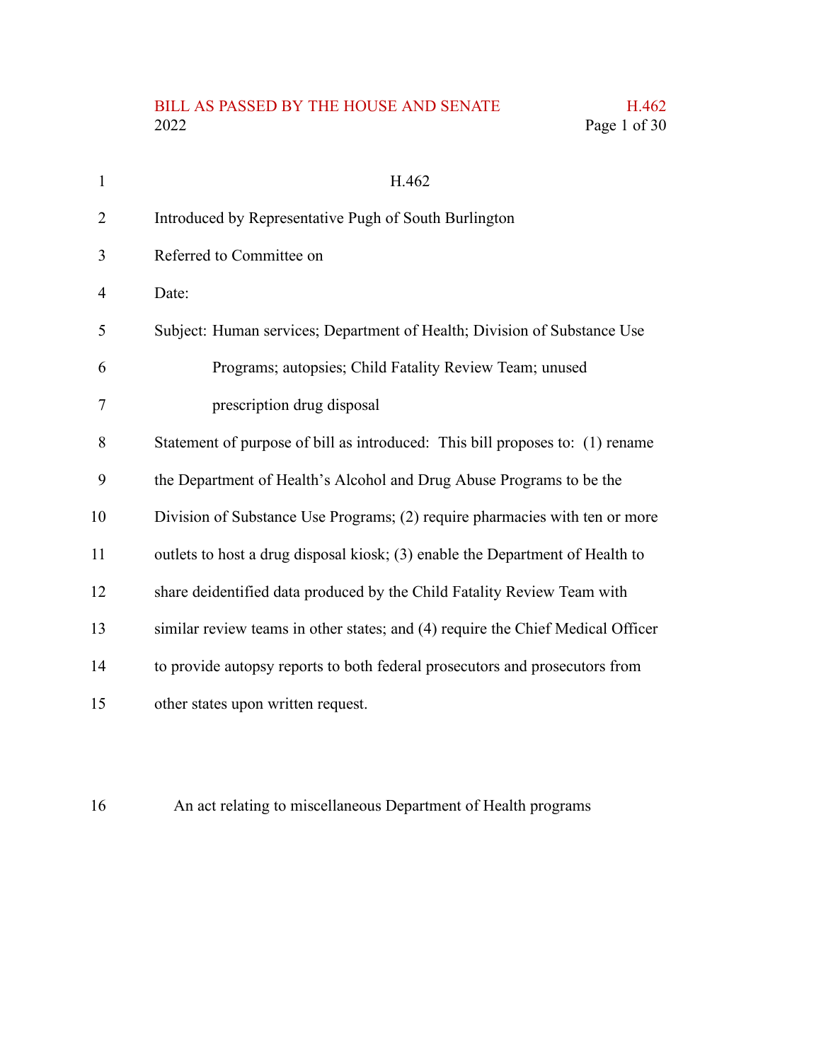# H.462

Introduced by Representative Pugh of South Burlington

Referred to Committee on

Date:

Subject: Human services; Department of Health; Division of Substance Use Programs; autopsies; Child Fatality Review Team; unused prescription drug disposal

Statement of purpose of bill as introduced: This bill proposes to: (1) rename the Department of Health's Alcohol and Drug Abuse Programs to be the Division of Substance Use Programs; (2) require pharmacies with ten or more outlets to host a drug disposal kiosk; (3) enable the Department of Health to share deidentified data produced by the Child Fatality Review Team with similar review teams in other states; and (4) require the Chief Medical Officer to provide autopsy reports to both federal prosecutors and prosecutors from other states upon written request.

An act relating to miscellaneous Department of Health programs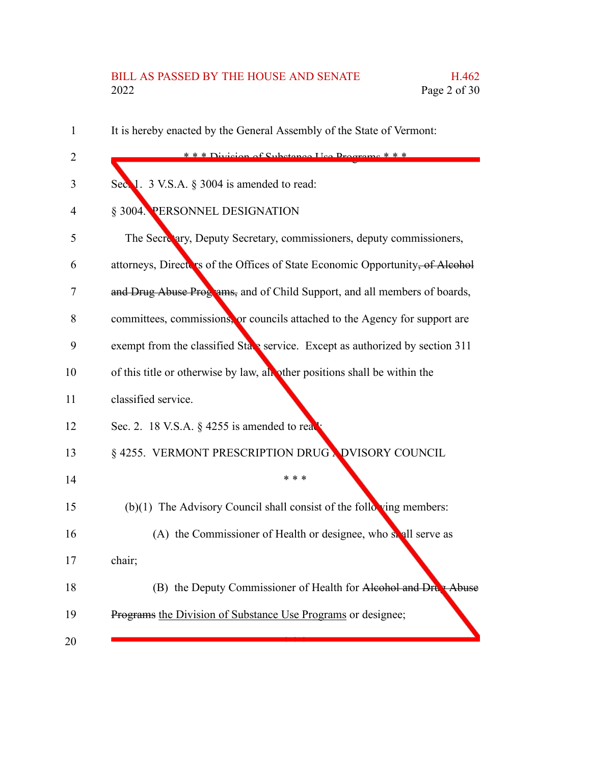It is hereby enacted by the General Assembly of the State of Vermont:

\* \* \* Division of Substance Use Programs \* \* \*

Sec. 1. 3 V.S.A. § 3004 is amended to read:

§ 3004. PERSONNEL DESIGNATION

The Secretary, Deputy Secretary, commissioners, deputy commissioners, attorneys, Directors of the Offices of State Economic Opportunity, ~~of Alcohol and Drug Abuse Programs,~~ and of Child Support, and all members of boards, committees, commissions, or councils attached to the Agency for support are exempt from the classified State service. Except as authorized by section 311 of this title or otherwise by law, all other positions shall be within the classified service.

Sec. 2. 18 V.S.A. § 4255 is amended to read:

§ 4255. VERMONT PRESCRIPTION DRUG ADVISORY COUNCIL

\* \* \*

(b)(1) The Advisory Council shall consist of the following members:

(A) the Commissioner of Health or designee, who shall serve as chair;

(B) the Deputy Commissioner of Health for ~~Alcohol and Drug Abuse Programs~~ <u>the Division of Substance Use Programs</u> or designee;

\* \* \*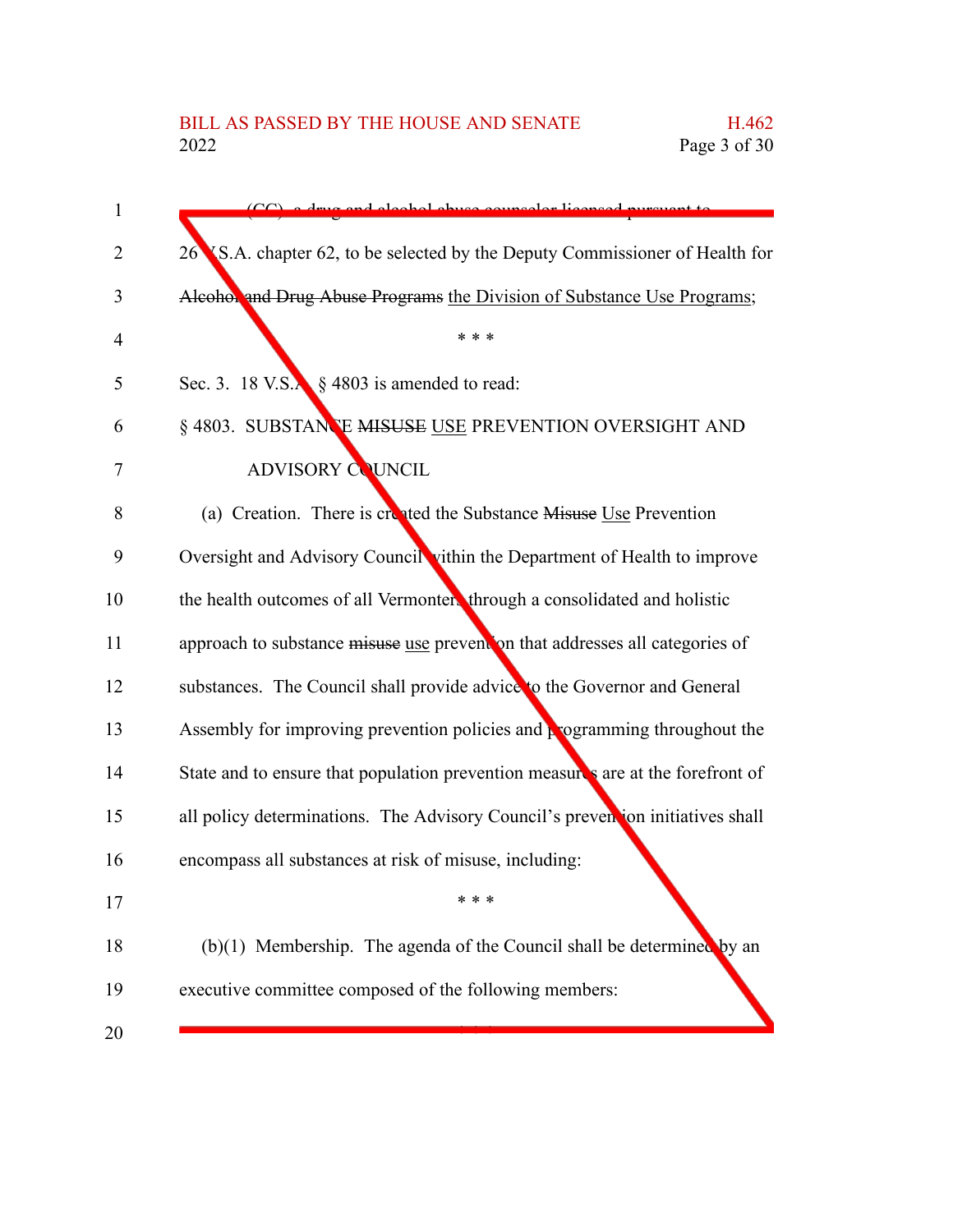(CC) a drug and alcohol abuse counselor licensed pursuant to 26 V.S.A. chapter 62, to be selected by the Deputy Commissioner of Health for ~~Alcohol and Drug Abuse Programs~~ the Division of Substance Use Programs;

\* \* \*

Sec. 3. 18 V.S.A. § 4803 is amended to read:

§ 4803. SUBSTANCE ~~MISUSE~~ USE PREVENTION OVERSIGHT AND ADVISORY COUNCIL

(a) Creation. There is created the Substance ~~Misuse~~ Use Prevention Oversight and Advisory Council within the Department of Health to improve the health outcomes of all Vermonters through a consolidated and holistic approach to substance ~~misuse~~ use prevention that addresses all categories of substances. The Council shall provide advice to the Governor and General Assembly for improving prevention policies and programming throughout the State and to ensure that population prevention measures are at the forefront of all policy determinations. The Advisory Council's prevention initiatives shall encompass all substances at risk of misuse, including:

\* \* \*

(b)(1) Membership. The agenda of the Council shall be determined by an executive committee composed of the following members:

\* \* \*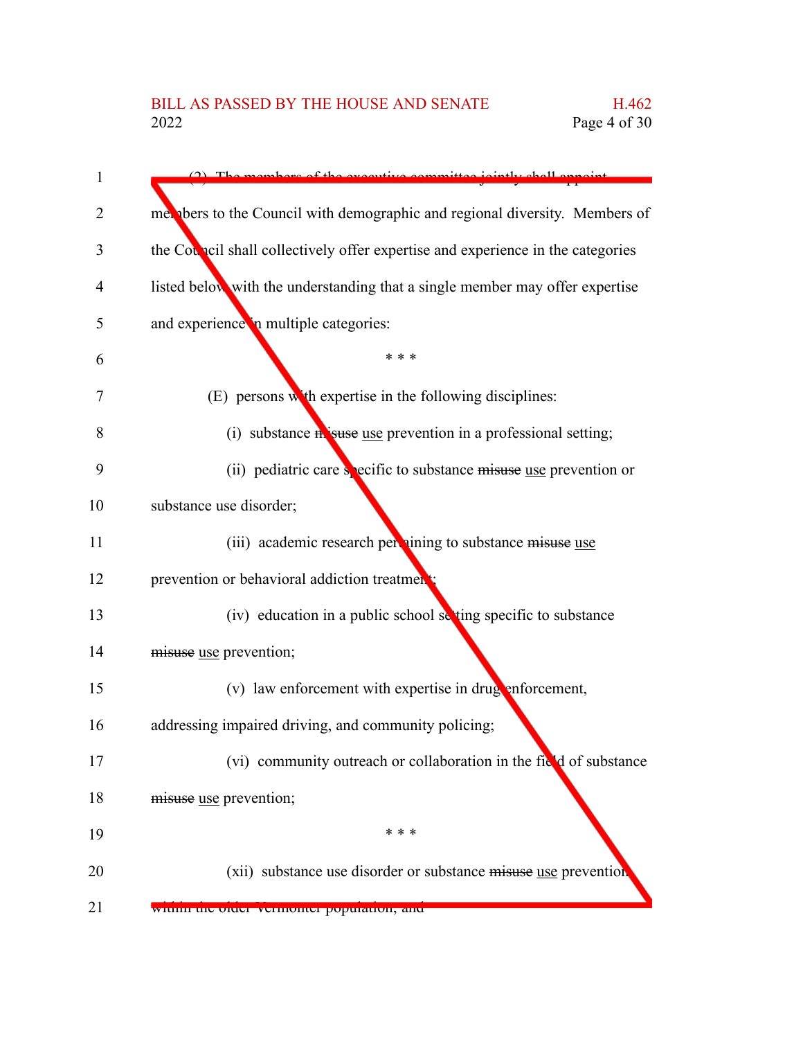(2) The members of the executive committee jointly shall appoint members to the Council with demographic and regional diversity. Members of the Council shall collectively offer expertise and experience in the categories listed below with the understanding that a single member may offer expertise and experience in multiple categories:

\* \* \*

(E) persons with expertise in the following disciplines:

(i) substance ~~misuse~~ use prevention in a professional setting;

(ii) pediatric care specific to substance ~~misuse~~ use prevention or substance use disorder;

(iii) academic research pertaining to substance ~~misuse~~ use prevention or behavioral addiction treatment;

(iv) education in a public school setting specific to substance ~~misuse~~ use prevention;

(v) law enforcement with expertise in drug enforcement, addressing impaired driving, and community policing;

(vi) community outreach or collaboration in the field of substance ~~misuse~~ use prevention;

\* \* \*

(xii) substance use disorder or substance ~~misuse~~ use prevention within the older Vermonter population; and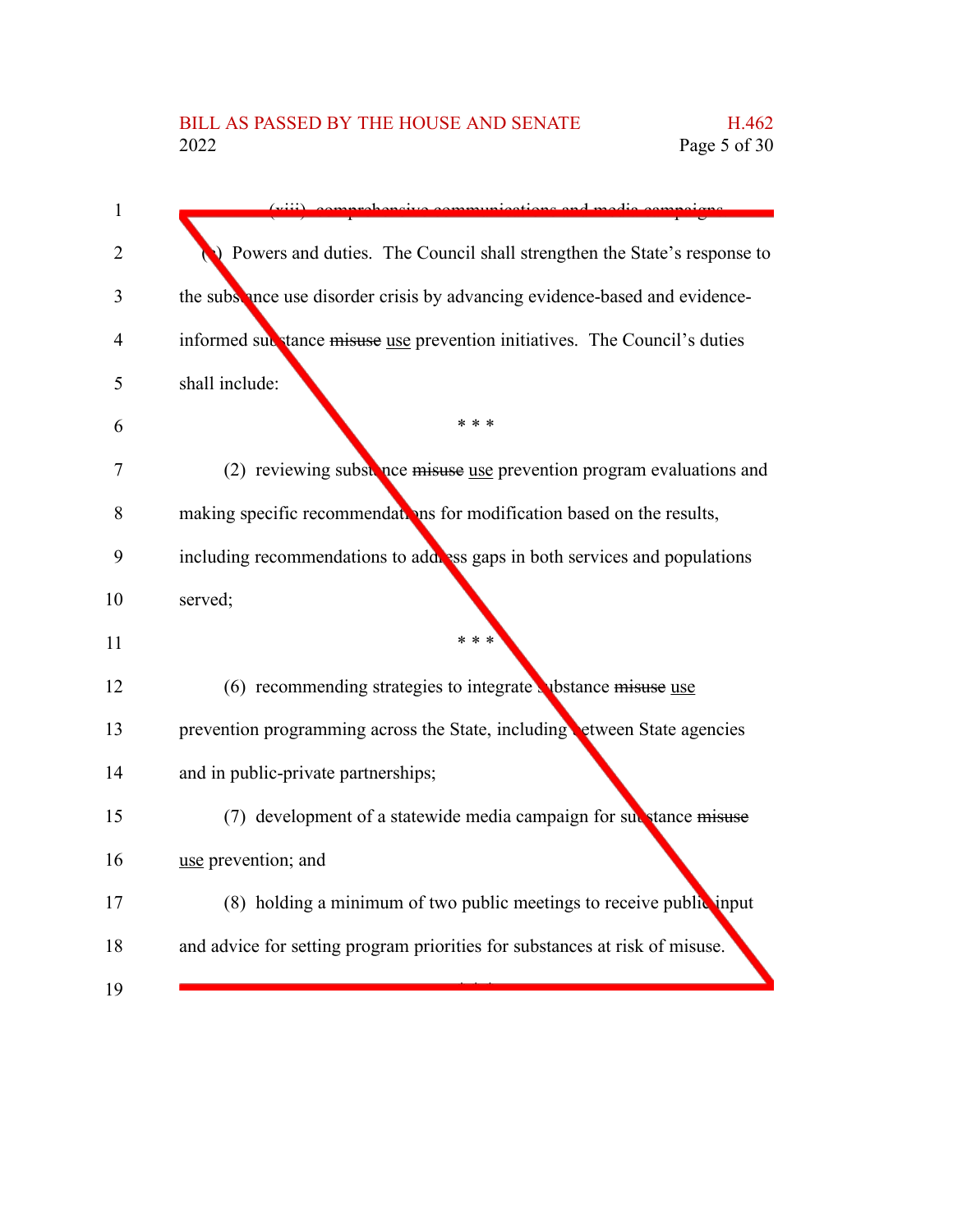(xiii) comprehensive communications and media campaigns.

(c) Powers and duties. The Council shall strengthen the State's response to the substance use disorder crisis by advancing evidence-based and evidence-informed substance ~~misuse~~ use prevention initiatives. The Council's duties shall include:

\* \* \*

(2) reviewing substance ~~misuse~~ use prevention program evaluations and making specific recommendations for modification based on the results, including recommendations to address gaps in both services and populations served;

\* \* \*

(6) recommending strategies to integrate substance ~~misuse~~ use prevention programming across the State, including between State agencies and in public-private partnerships;

(7) development of a statewide media campaign for substance ~~misuse~~ use prevention; and

(8) holding a minimum of two public meetings to receive public input and advice for setting program priorities for substances at risk of misuse.

\* \* \*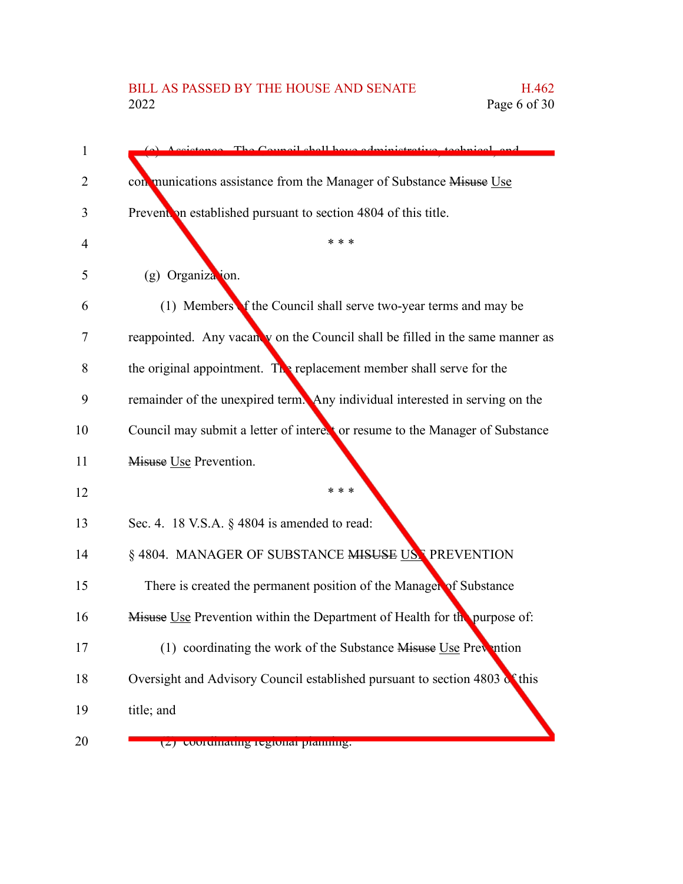(e) Assistance. The Council shall have administrative, technical, and communications assistance from the Manager of Substance ~~Misuse~~ Use Prevention established pursuant to section 4804 of this title.

\* \* \*

(g) Organization.

(1) Members of the Council shall serve two-year terms and may be reappointed. Any vacancy on the Council shall be filled in the same manner as the original appointment. The replacement member shall serve for the remainder of the unexpired term. Any individual interested in serving on the Council may submit a letter of interest or resume to the Manager of Substance ~~Misuse~~ Use Prevention.

\* \* \*

Sec. 4. 18 V.S.A. § 4804 is amended to read:

§ 4804. MANAGER OF SUBSTANCE ~~MISUSE~~ USE PREVENTION

There is created the permanent position of the Manager of Substance ~~Misuse~~ Use Prevention within the Department of Health for the purpose of:

(1) coordinating the work of the Substance ~~Misuse~~ Use Prevention Oversight and Advisory Council established pursuant to section 4803 of this title; and

(2) coordinating regional planning.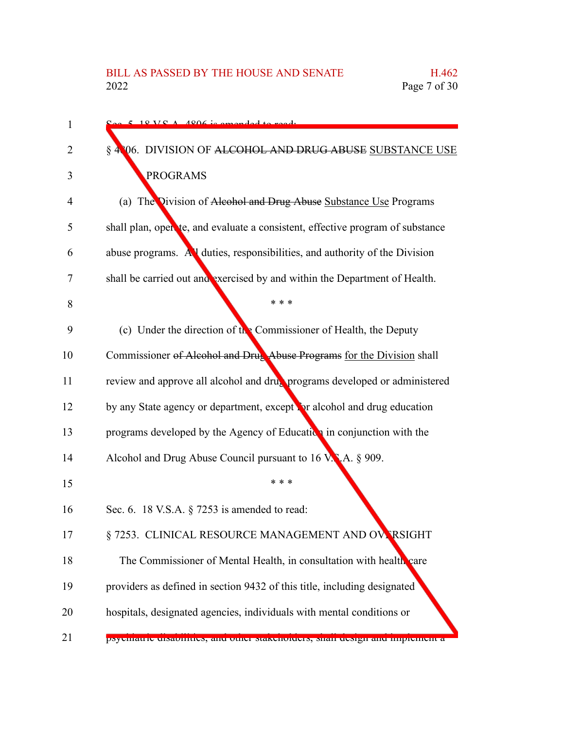Sec. 5. 18 V.S.A. 4806 is amended to read:

§ 4806. DIVISION OF ~~ALCOHOL AND DRUG ABUSE~~ SUBSTANCE USE PROGRAMS

(a) The Division of ~~Alcohol and Drug Abuse~~ Substance Use Programs shall plan, operate, and evaluate a consistent, effective program of substance abuse programs. All duties, responsibilities, and authority of the Division shall be carried out and exercised by and within the Department of Health.

\* \* \*

(c) Under the direction of the Commissioner of Health, the Deputy Commissioner ~~of Alcohol and Drug Abuse Programs~~ for the Division shall review and approve all alcohol and drug programs developed or administered by any State agency or department, except for alcohol and drug education programs developed by the Agency of Education in conjunction with the Alcohol and Drug Abuse Council pursuant to 16 V.S.A. § 909.

\* \* \*

Sec. 6. 18 V.S.A. § 7253 is amended to read:

§ 7253. CLINICAL RESOURCE MANAGEMENT AND OVERSIGHT

The Commissioner of Mental Health, in consultation with health care providers as defined in section 9432 of this title, including designated hospitals, designated agencies, individuals with mental conditions or psychiatric disabilities, and other stakeholders, shall design and implement a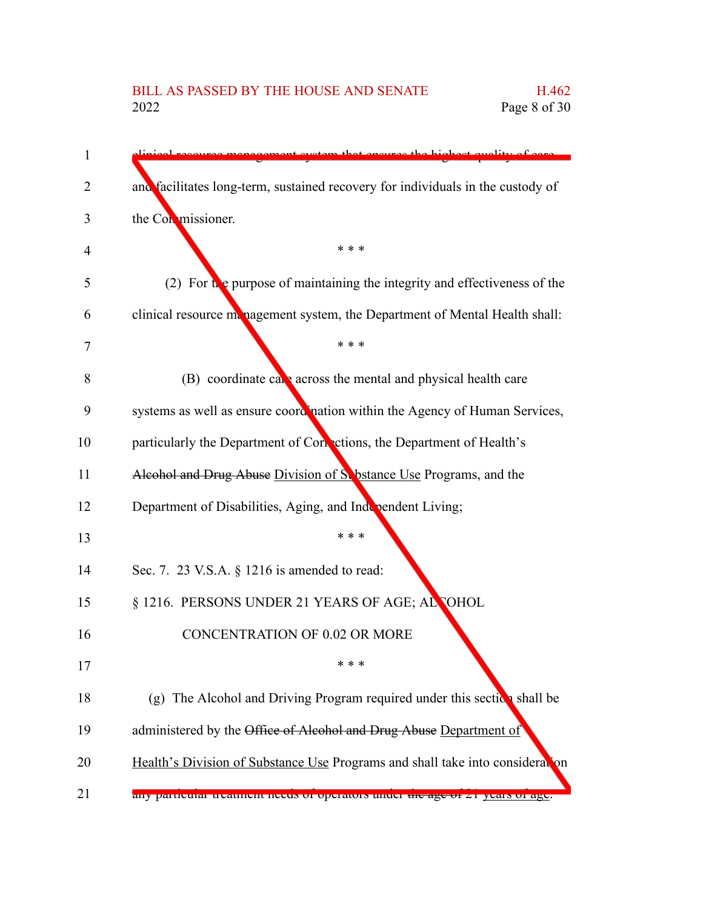clinical resource management system that ensures the highest quality of care and facilitates long-term, sustained recovery for individuals in the custody of the Commissioner.

\* \* \*

(2) For the purpose of maintaining the integrity and effectiveness of the clinical resource management system, the Department of Mental Health shall:

\* \* \*

(B) coordinate care across the mental and physical health care systems as well as ensure coordination within the Agency of Human Services, particularly the Department of Corrections, the Department of Health's ~~Alcohol and Drug Abuse~~ Division of Substance Use Programs, and the Department of Disabilities, Aging, and Independent Living;

\* \* \*

Sec. 7. 23 V.S.A. § 1216 is amended to read:

§ 1216. PERSONS UNDER 21 YEARS OF AGE; ALCOHOL CONCENTRATION OF 0.02 OR MORE

\* \* \*

(g) The Alcohol and Driving Program required under this section shall be administered by the ~~Office of Alcohol and Drug Abuse~~ Department of Health's Division of Substance Use Programs and shall take into consideration any particular treatment needs of operators under ~~the age of~~ 21 years of age.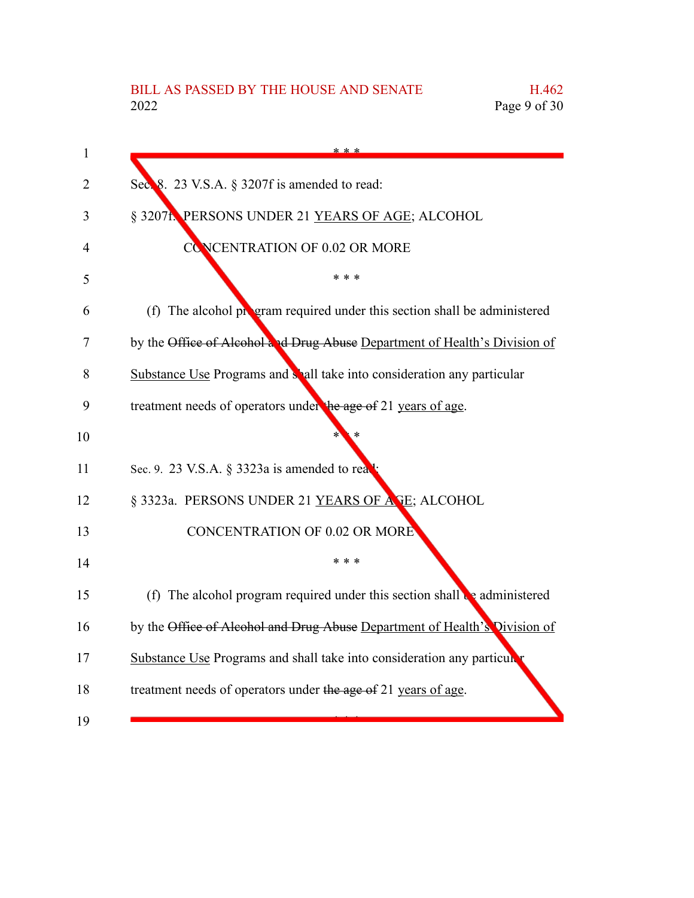\* \* \*

Sec. 8. 23 V.S.A. § 3207f is amended to read:

§ 3207f. PERSONS UNDER 21 YEARS OF AGE; ALCOHOL CONCENTRATION OF 0.02 OR MORE

\* \* \*

(f) The alcohol program required under this section shall be administered by the ~~Office of Alcohol and Drug Abuse~~ Department of Health's Division of Substance Use Programs and shall take into consideration any particular treatment needs of operators under ~~the age of~~ 21 years of age.

\* \* \*

Sec. 9. 23 V.S.A. § 3323a is amended to read:

§ 3323a. PERSONS UNDER 21 YEARS OF AGE; ALCOHOL CONCENTRATION OF 0.02 OR MORE

\* \* \*

(f) The alcohol program required under this section shall be administered by the ~~Office of Alcohol and Drug Abuse~~ Department of Health's Division of Substance Use Programs and shall take into consideration any particular treatment needs of operators under ~~the age of~~ 21 years of age.

\* \* \*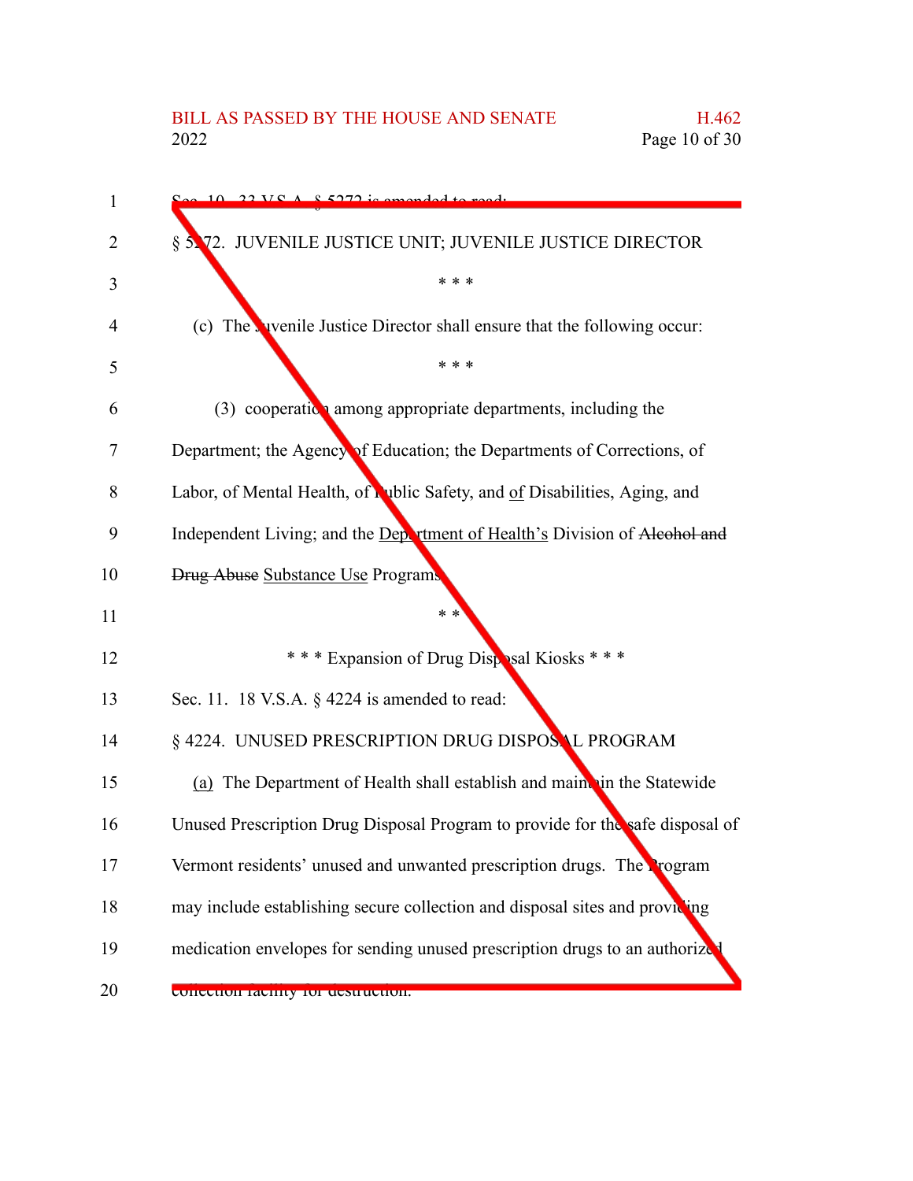Sec. 10. 33 V.S.A. § 5272 is amended to read:

§ 5272. JUVENILE JUSTICE UNIT; JUVENILE JUSTICE DIRECTOR

\* \* \*

(c) The Juvenile Justice Director shall ensure that the following occur:

\* \* \*

(3) cooperation among appropriate departments, including the Department; the Agency of Education; the Departments of Corrections, of Labor, of Mental Health, of Public Safety, and <u>of</u> Disabilities, Aging, and Independent Living; and the <u>Department of Health's</u> Division of ~~Alcohol and Drug Abuse~~ <u>Substance Use</u> Programs;

\* \* \*

\* \* \* Expansion of Drug Disposal Kiosks \* \* \*

Sec. 11. 18 V.S.A. § 4224 is amended to read:

§ 4224. UNUSED PRESCRIPTION DRUG DISPOSAL PROGRAM

<u>(a)</u> The Department of Health shall establish and maintain the Statewide Unused Prescription Drug Disposal Program to provide for the safe disposal of Vermont residents' unused and unwanted prescription drugs. The Program may include establishing secure collection and disposal sites and providing medication envelopes for sending unused prescription drugs to an authorized collection facility for destruction.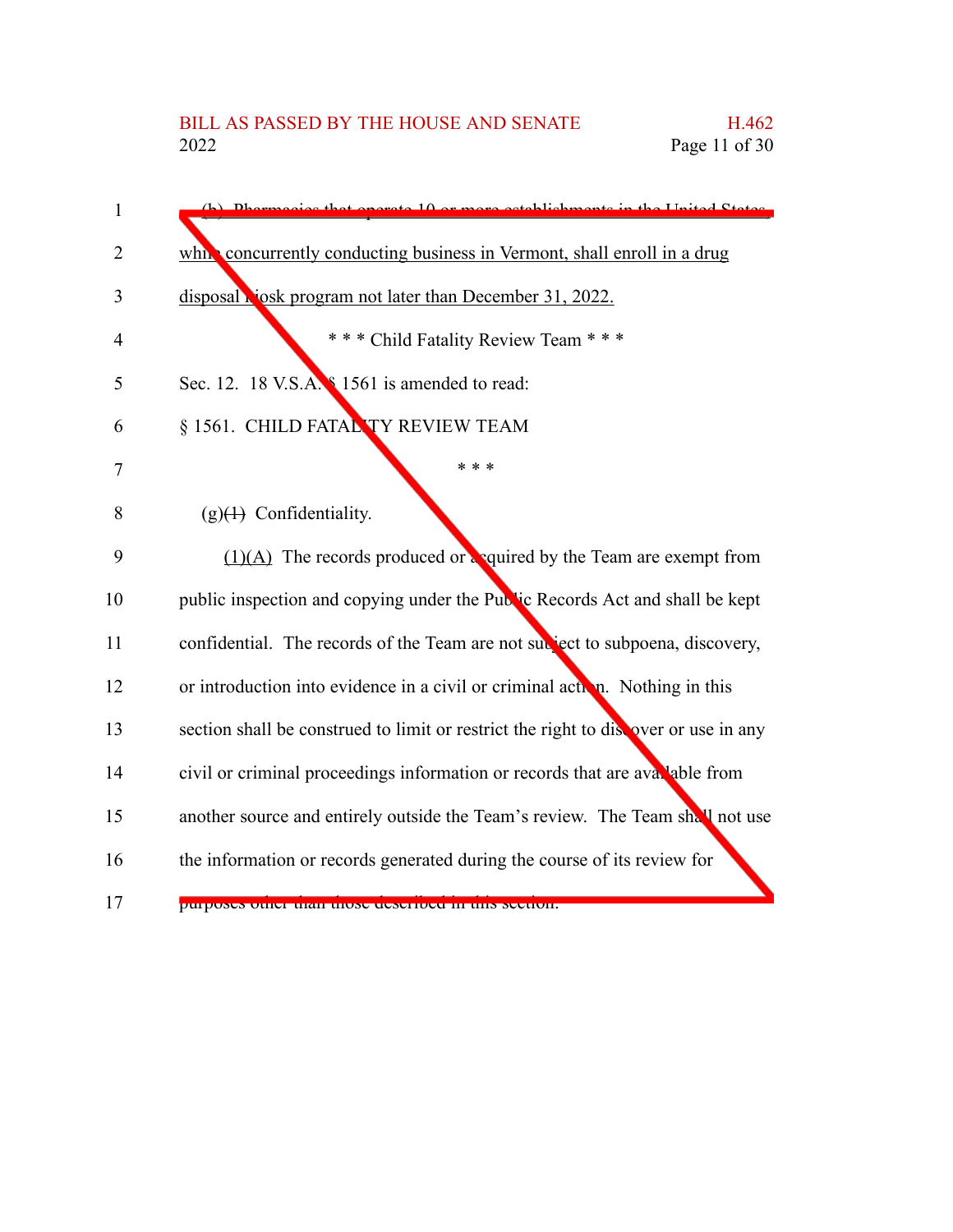(b) Pharmacies that operate 10 or more establishments in the United States, while concurrently conducting business in Vermont, shall enroll in a drug disposal kiosk program not later than December 31, 2022.

\* \* \* Child Fatality Review Team \* \* \*

Sec. 12. 18 V.S.A. § 1561 is amended to read:

§ 1561. CHILD FATALITY REVIEW TEAM

\* \* \*

(g)~~(1)~~ Confidentiality.

(1)(A) The records produced or acquired by the Team are exempt from public inspection and copying under the Public Records Act and shall be kept confidential. The records of the Team are not subject to subpoena, discovery, or introduction into evidence in a civil or criminal action. Nothing in this section shall be construed to limit or restrict the right to discover or use in any civil or criminal proceedings information or records that are available from another source and entirely outside the Team's review. The Team shall not use the information or records generated during the course of its review for purposes other than those described in this section.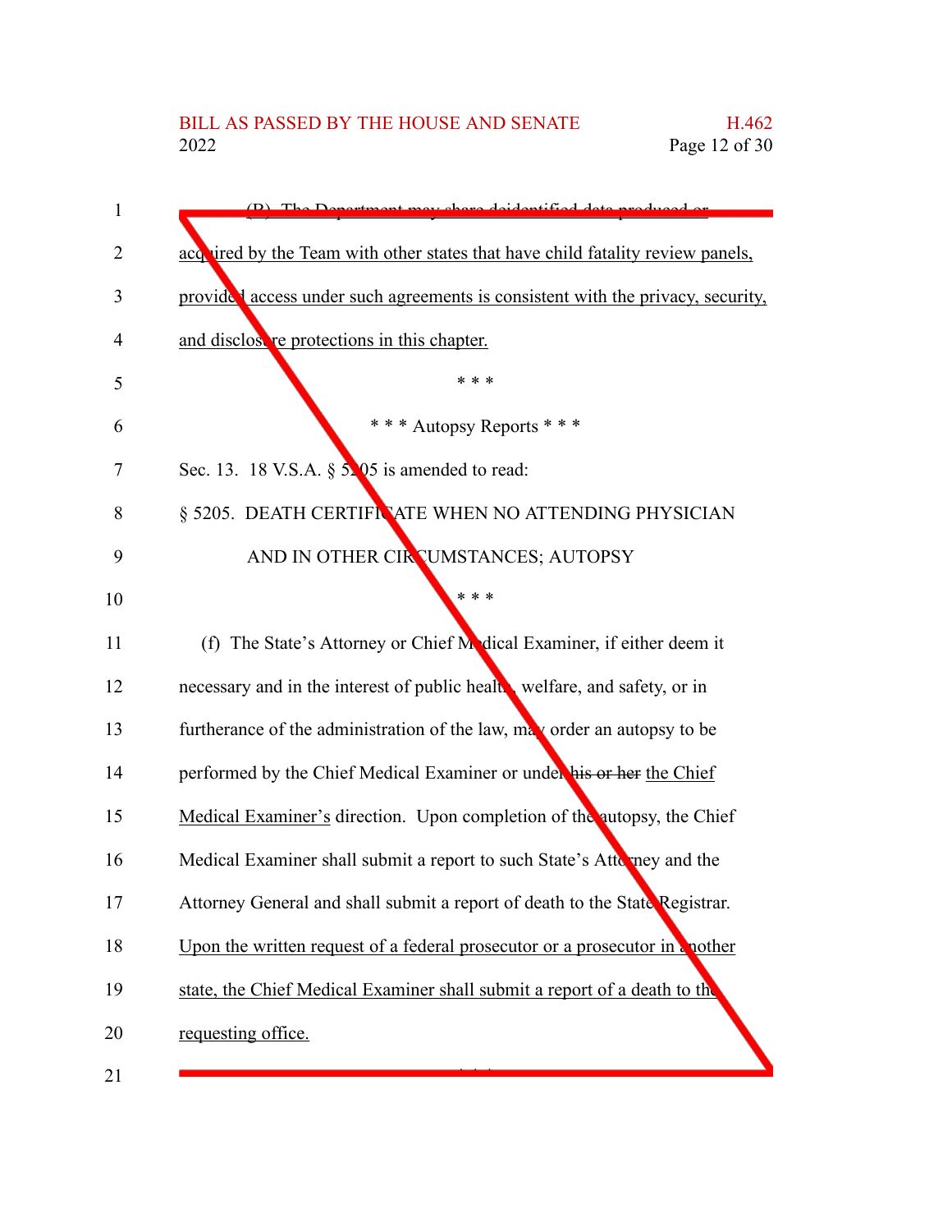(B) The Department may share deidentified data produced or acquired by the Team with other states that have child fatality review panels, provided access under such agreements is consistent with the privacy, security, and disclosure protections in this chapter.

\* \* \*

\* \* \* Autopsy Reports \* \* \*

Sec. 13. 18 V.S.A. § 5205 is amended to read:

§ 5205. DEATH CERTIFICATE WHEN NO ATTENDING PHYSICIAN AND IN OTHER CIRCUMSTANCES; AUTOPSY

\* \* \*

(f) The State's Attorney or Chief Medical Examiner, if either deem it necessary and in the interest of public health, welfare, and safety, or in furtherance of the administration of the law, may order an autopsy to be performed by the Chief Medical Examiner or under ~~his or her~~ the Chief Medical Examiner's direction. Upon completion of the autopsy, the Chief Medical Examiner shall submit a report to such State's Attorney and the Attorney General and shall submit a report of death to the State Registrar. Upon the written request of a federal prosecutor or a prosecutor in another state, the Chief Medical Examiner shall submit a report of a death to the requesting office.

\* \* \*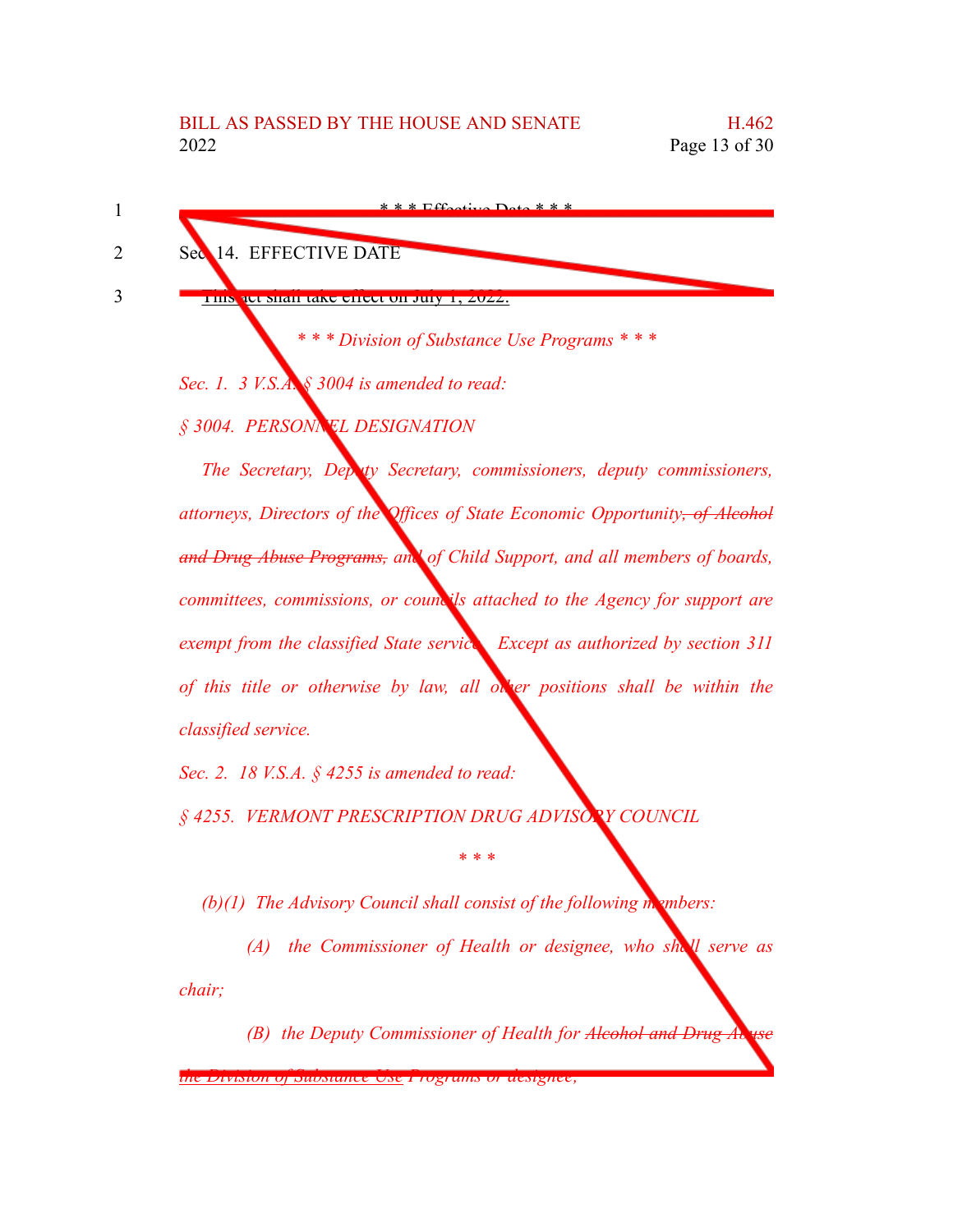* * * Effective Date * * *

Sec. 14. EFFECTIVE DATE

This act shall take effect on July 1, 2022.

*\* \* \* Division of Substance Use Programs \* \* \**

*Sec. 1. 3 V.S.A. § 3004 is amended to read:*

*§ 3004. PERSONNEL DESIGNATION*

*The Secretary, Deputy Secretary, commissioners, deputy commissioners, attorneys, Directors of the Offices of State Economic Opportunity, ~~of Alcohol and Drug Abuse Programs,~~ and of Child Support, and all members of boards, committees, commissions, or councils attached to the Agency for support are exempt from the classified State service. Except as authorized by section 311 of this title or otherwise by law, all other positions shall be within the classified service.*

*Sec. 2. 18 V.S.A. § 4255 is amended to read:*

*§ 4255. VERMONT PRESCRIPTION DRUG ADVISORY COUNCIL*

*\* \* \**

*(b)(1) The Advisory Council shall consist of the following members:*

*(A) the Commissioner of Health or designee, who shall serve as chair;*

*(B) the Deputy Commissioner of Health for ~~Alcohol and Drug Abuse~~ the Division of Substance Use Programs or designee;*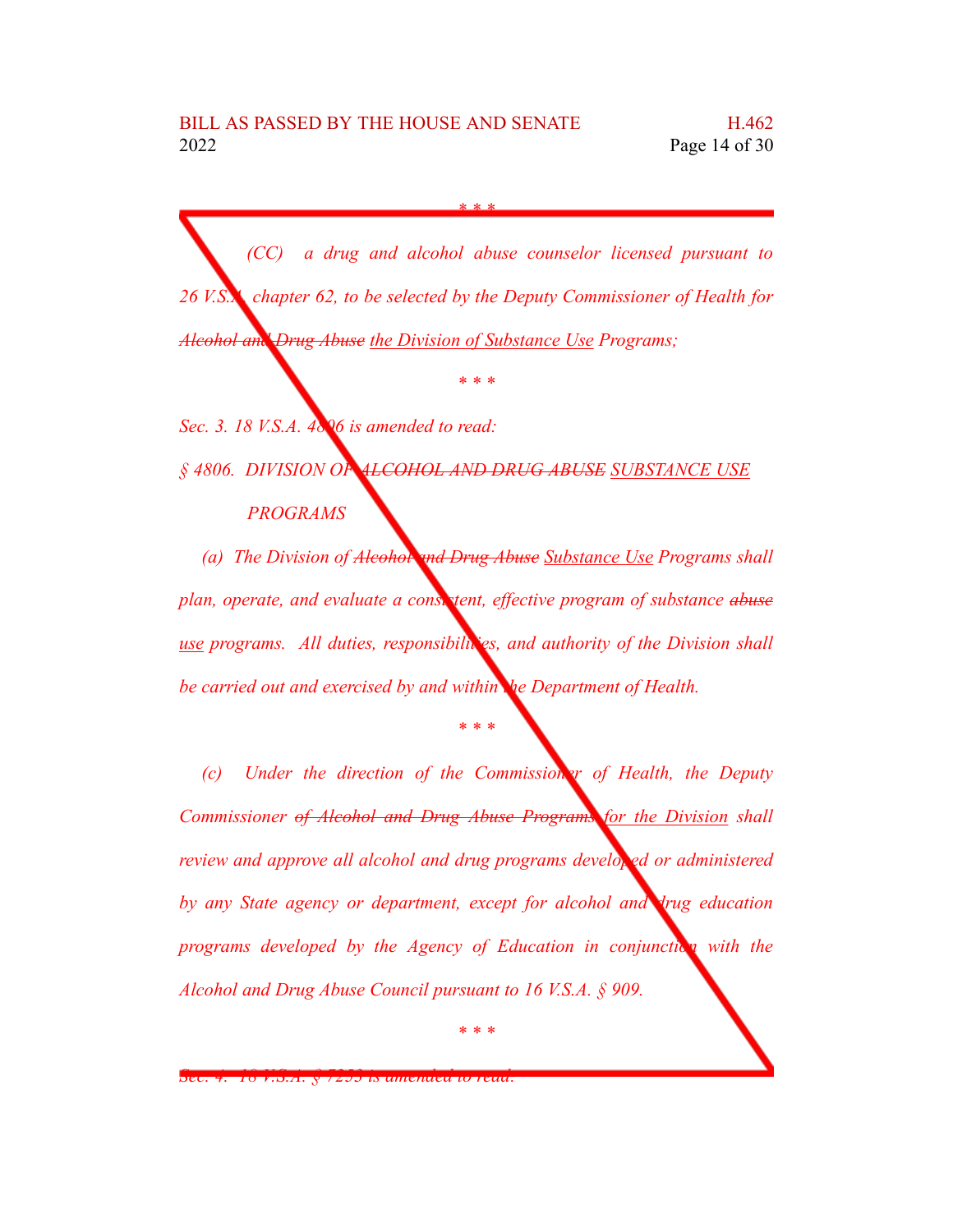\* \* \*

*(CC) a drug and alcohol abuse counselor licensed pursuant to 26 V.S.A. chapter 62, to be selected by the Deputy Commissioner of Health for ~~Alcohol and Drug Abuse~~ <u>the Division of Substance Use</u> Programs;*

\* \* \*

*Sec. 3. 18 V.S.A. 4806 is amended to read:*

*§ 4806. DIVISION OF ~~ALCOHOL AND DRUG ABUSE~~ <u>SUBSTANCE USE</u> PROGRAMS*

*(a) The Division of ~~Alcohol and Drug Abuse~~ <u>Substance Use</u> Programs shall plan, operate, and evaluate a consistent, effective program of substance ~~abuse~~ <u>use</u> programs. All duties, responsibilities, and authority of the Division shall be carried out and exercised by and within the Department of Health.*

\* \* \*

*(c) Under the direction of the Commissioner of Health, the Deputy Commissioner ~~of Alcohol and Drug Abuse Programs~~ <u>for the Division</u> shall review and approve all alcohol and drug programs developed or administered by any State agency or department, except for alcohol and drug education programs developed by the Agency of Education in conjunction with the Alcohol and Drug Abuse Council pursuant to 16 V.S.A. § 909.*

\* \* \*

*Sec. 4. 18 V.S.A. § 7253 is amended to read:*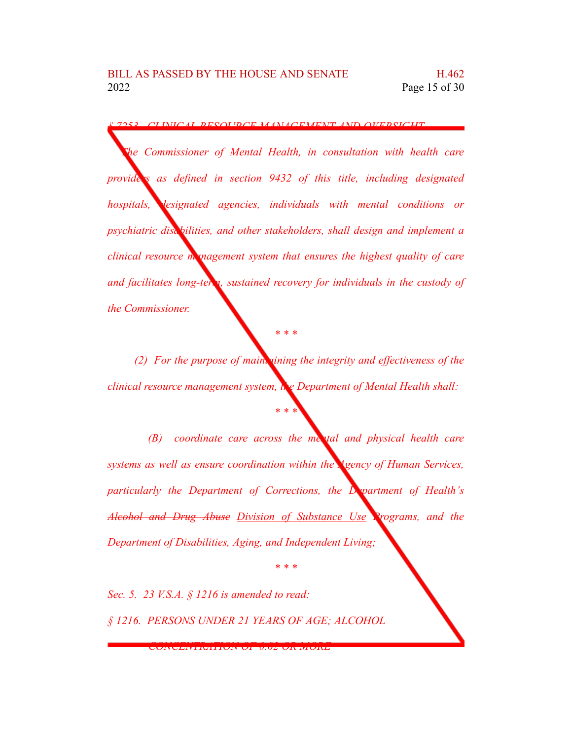*§ 7253. CLINICAL RESOURCE MANAGEMENT AND OVERSIGHT*

*The Commissioner of Mental Health, in consultation with health care providers as defined in section 9432 of this title, including designated hospitals, designated agencies, individuals with mental conditions or psychiatric disabilities, and other stakeholders, shall design and implement a clinical resource management system that ensures the highest quality of care and facilitates long-term, sustained recovery for individuals in the custody of the Commissioner.*

\* \* \*

*(2) For the purpose of maintaining the integrity and effectiveness of the clinical resource management system, the Department of Mental Health shall:*

\* \* \*

*(B) coordinate care across the mental and physical health care systems as well as ensure coordination within the Agency of Human Services, particularly the Department of Corrections, the Department of Health's ~~Alcohol and Drug Abuse~~ <u>Division of Substance Use</u> Programs, and the Department of Disabilities, Aging, and Independent Living;*

\* \* \*

*Sec. 5. 23 V.S.A. § 1216 is amended to read:*

*§ 1216. PERSONS UNDER 21 YEARS OF AGE; ALCOHOL CONCENTRATION OF 0.02 OR MORE*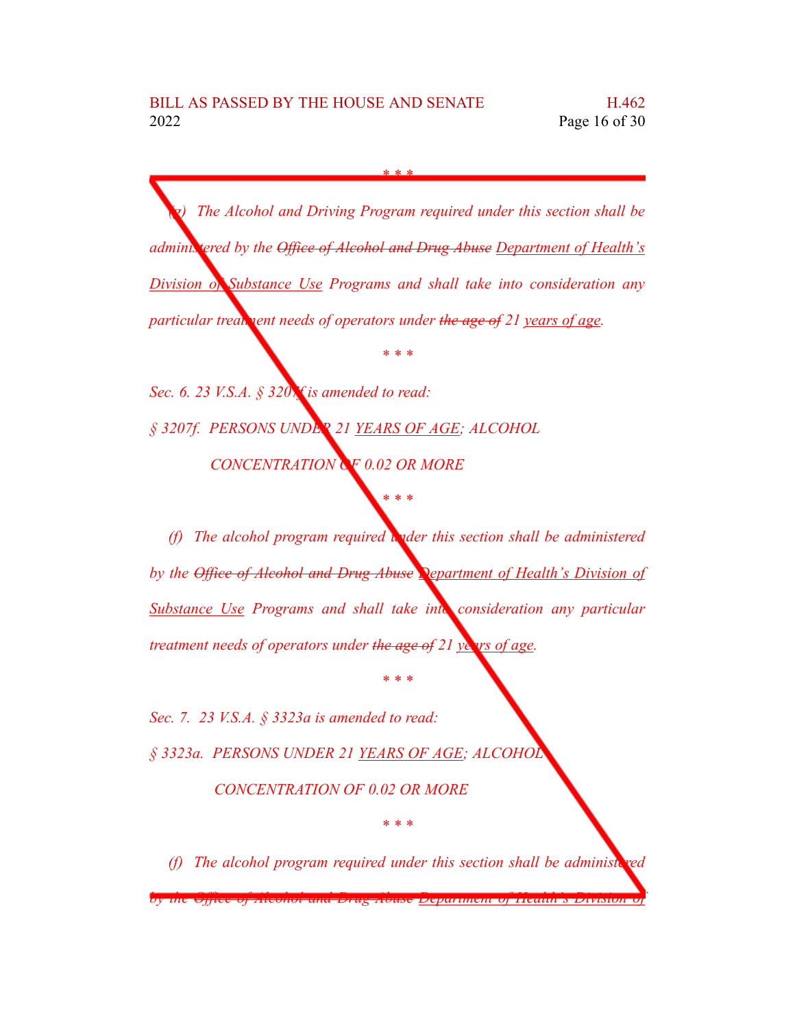*\* \* \**

*(g) The Alcohol and Driving Program required under this section shall be administered by the ~~Office of Alcohol and Drug Abuse~~ <u>Department of Health's Division of Substance Use</u> Programs and shall take into consideration any particular treatment needs of operators under ~~the age of~~ 21 <u>years of age</u>.*

*\* \* \**

*Sec. 6. 23 V.S.A. § 3207f is amended to read:*

*§ 3207f. PERSONS UNDER 21 <u>YEARS OF AGE</u>; ALCOHOL CONCENTRATION OF 0.02 OR MORE*

*\* \* \**

*(f) The alcohol program required under this section shall be administered by the ~~Office of Alcohol and Drug Abuse~~ <u>Department of Health's Division of Substance Use</u> Programs and shall take into consideration any particular treatment needs of operators under ~~the age of~~ 21 <u>years of age</u>.*

*\* \* \**

*Sec. 7. 23 V.S.A. § 3323a is amended to read:*

*§ 3323a. PERSONS UNDER 21 <u>YEARS OF AGE</u>; ALCOHOL CONCENTRATION OF 0.02 OR MORE*

*\* \* \**

*(f) The alcohol program required under this section shall be administered by the ~~Office of Alcohol and Drug Abuse~~ <u>Department of Health's Division of</u>*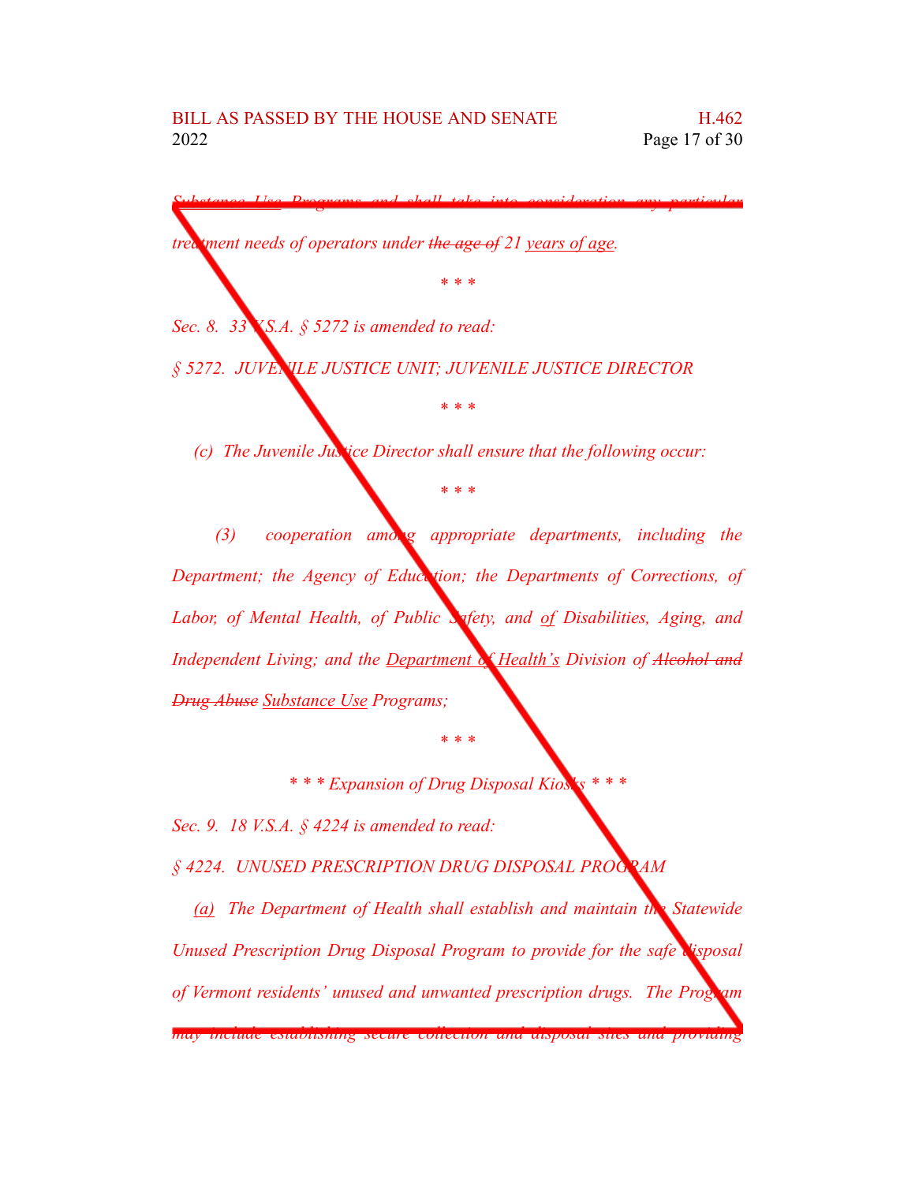*~~Substance Use~~ Programs and shall take into consideration any particular treatment needs of operators under ~~the age of~~ 21 years of age.*

*\* \* \**

*Sec. 8. 33 V.S.A. § 5272 is amended to read:*

*§ 5272. JUVENILE JUSTICE UNIT; JUVENILE JUSTICE DIRECTOR*

*\* \* \**

*(c) The Juvenile Justice Director shall ensure that the following occur:*

*\* \* \**

*(3) cooperation among appropriate departments, including the Department; the Agency of Education; the Departments of Corrections, of Labor, of Mental Health, of Public Safety, and of Disabilities, Aging, and Independent Living; and the Department of Health's Division of ~~Alcohol and Drug Abuse~~ Substance Use Programs;*

*\* \* \**

*\* \* \* Expansion of Drug Disposal Kiosks \* \* \**

*Sec. 9. 18 V.S.A. § 4224 is amended to read:*

*§ 4224. UNUSED PRESCRIPTION DRUG DISPOSAL PROGRAM*

*(a) The Department of Health shall establish and maintain the Statewide Unused Prescription Drug Disposal Program to provide for the safe disposal of Vermont residents' unused and unwanted prescription drugs. The Program may include establishing secure collection and disposal sites and providing*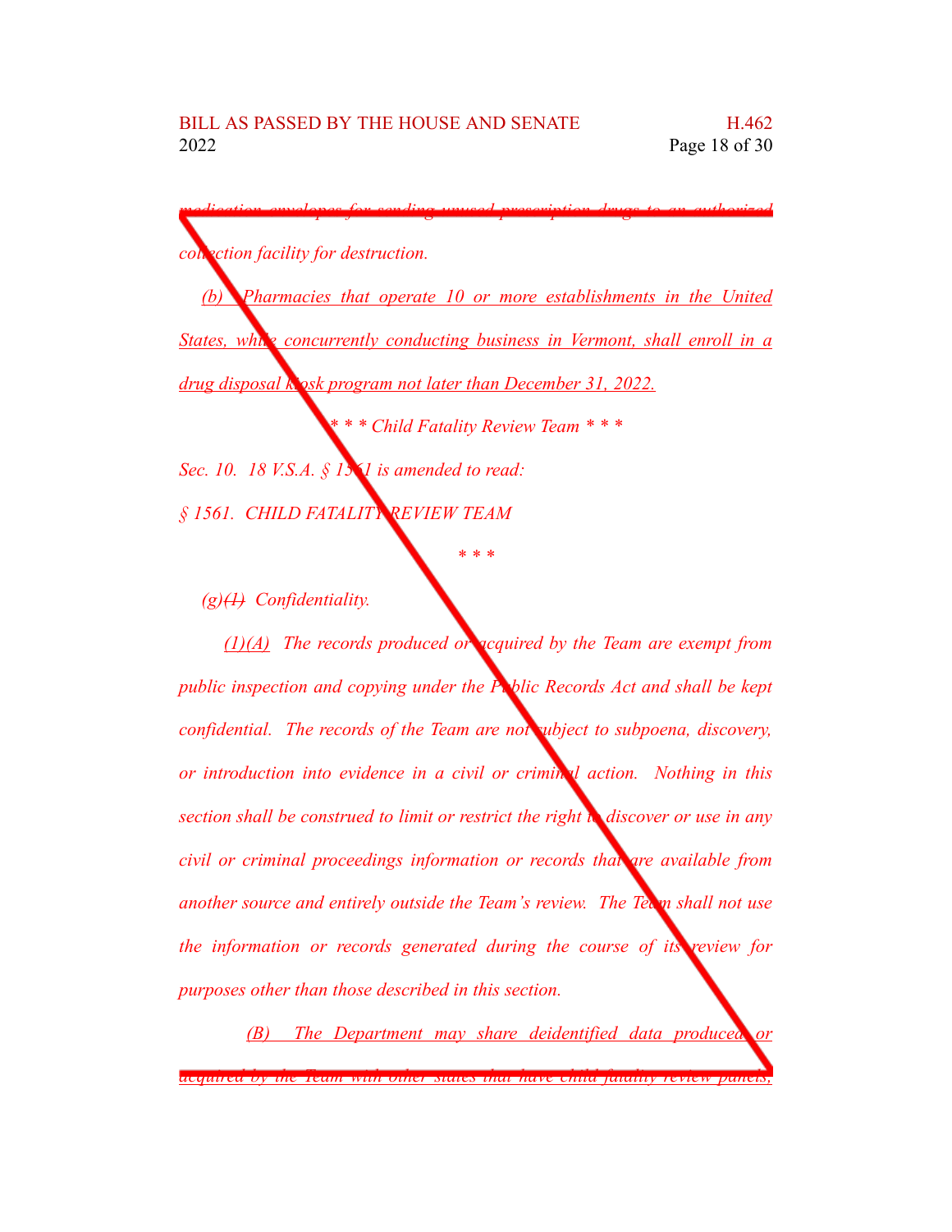*medication envelopes for sending unused prescription drugs to an authorized collection facility for destruction.*

*(b) Pharmacies that operate 10 or more establishments in the United States, while concurrently conducting business in Vermont, shall enroll in a drug disposal kiosk program not later than December 31, 2022.*

*\* \* \* Child Fatality Review Team \* \* \**

*Sec. 10. 18 V.S.A. § 1561 is amended to read:*

*§ 1561. CHILD FATALITY REVIEW TEAM*

*\* \* \**

*(g)~~(1)~~ Confidentiality.*

*(1)(A) The records produced or acquired by the Team are exempt from public inspection and copying under the Public Records Act and shall be kept confidential. The records of the Team are not subject to subpoena, discovery, or introduction into evidence in a civil or criminal action. Nothing in this section shall be construed to limit or restrict the right to discover or use in any civil or criminal proceedings information or records that are available from another source and entirely outside the Team's review. The Team shall not use the information or records generated during the course of its review for purposes other than those described in this section.*

*(B) The Department may share deidentified data produced or acquired by the Team with other states that have child fatality review panels,*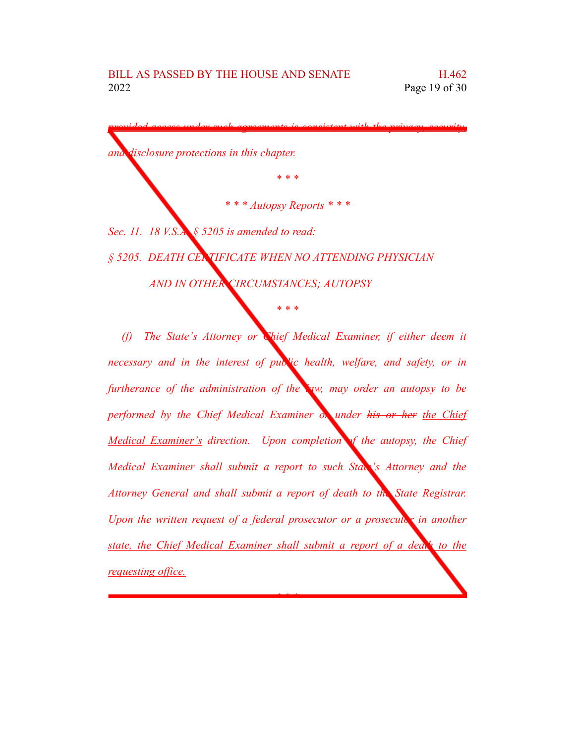~~provided access under such agreements is consistent with the privacy, security,~~ and disclosure protections in this chapter.

\* \* \*

*\* \* \* Autopsy Reports \* \* \**

*Sec. 11. 18 V.S.A. § 5205 is amended to read:*

*§ 5205. DEATH CERTIFICATE WHEN NO ATTENDING PHYSICIAN AND IN OTHER CIRCUMSTANCES; AUTOPSY*

\* \* \*

*(f) The State's Attorney or Chief Medical Examiner, if either deem it necessary and in the interest of public health, welfare, and safety, or in furtherance of the administration of the law, may order an autopsy to be performed by the Chief Medical Examiner or under ~~his or her~~ the Chief Medical Examiner's direction. Upon completion of the autopsy, the Chief Medical Examiner shall submit a report to such State's Attorney and the Attorney General and shall submit a report of death to the State Registrar. Upon the written request of a federal prosecutor or a prosecutor in another state, the Chief Medical Examiner shall submit a report of a death to the requesting office.*

\* \* \*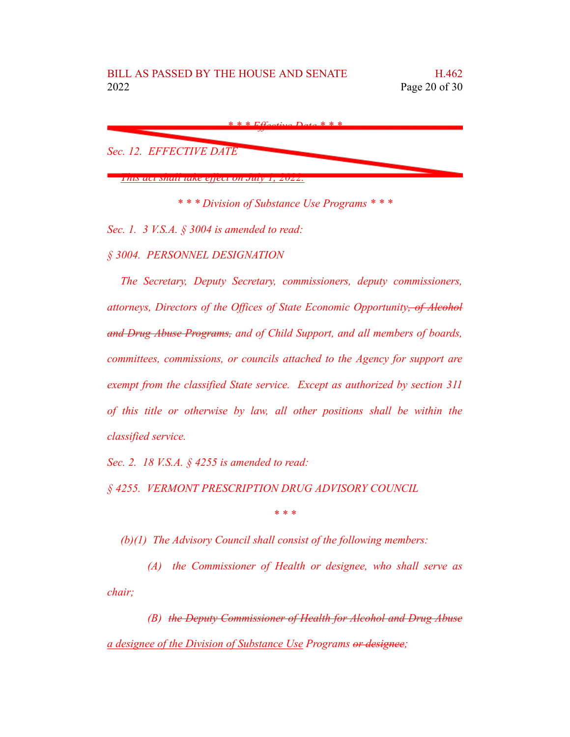~~* * * Effective Date * * *~~

~~*Sec. 12. EFFECTIVE DATE*~~

~~*This act shall take effect on July 1, 2022.*~~

*\* \* \* Division of Substance Use Programs \* \* \**

*Sec. 1. 3 V.S.A. § 3004 is amended to read:*

*§ 3004. PERSONNEL DESIGNATION*

*The Secretary, Deputy Secretary, commissioners, deputy commissioners, attorneys, Directors of the Offices of State Economic Opportunity~~, of Alcohol and Drug Abuse Programs,~~ and of Child Support, and all members of boards, committees, commissions, or councils attached to the Agency for support are exempt from the classified State service. Except as authorized by section 311 of this title or otherwise by law, all other positions shall be within the classified service.*

*Sec. 2. 18 V.S.A. § 4255 is amended to read:*

*§ 4255. VERMONT PRESCRIPTION DRUG ADVISORY COUNCIL*

*\* \* \**

*(b)(1) The Advisory Council shall consist of the following members:*

*(A) the Commissioner of Health or designee, who shall serve as chair;*

*(B) ~~the Deputy Commissioner of Health for Alcohol and Drug Abuse~~ <u>a designee of the Division of Substance Use</u> Programs ~~or designee~~;*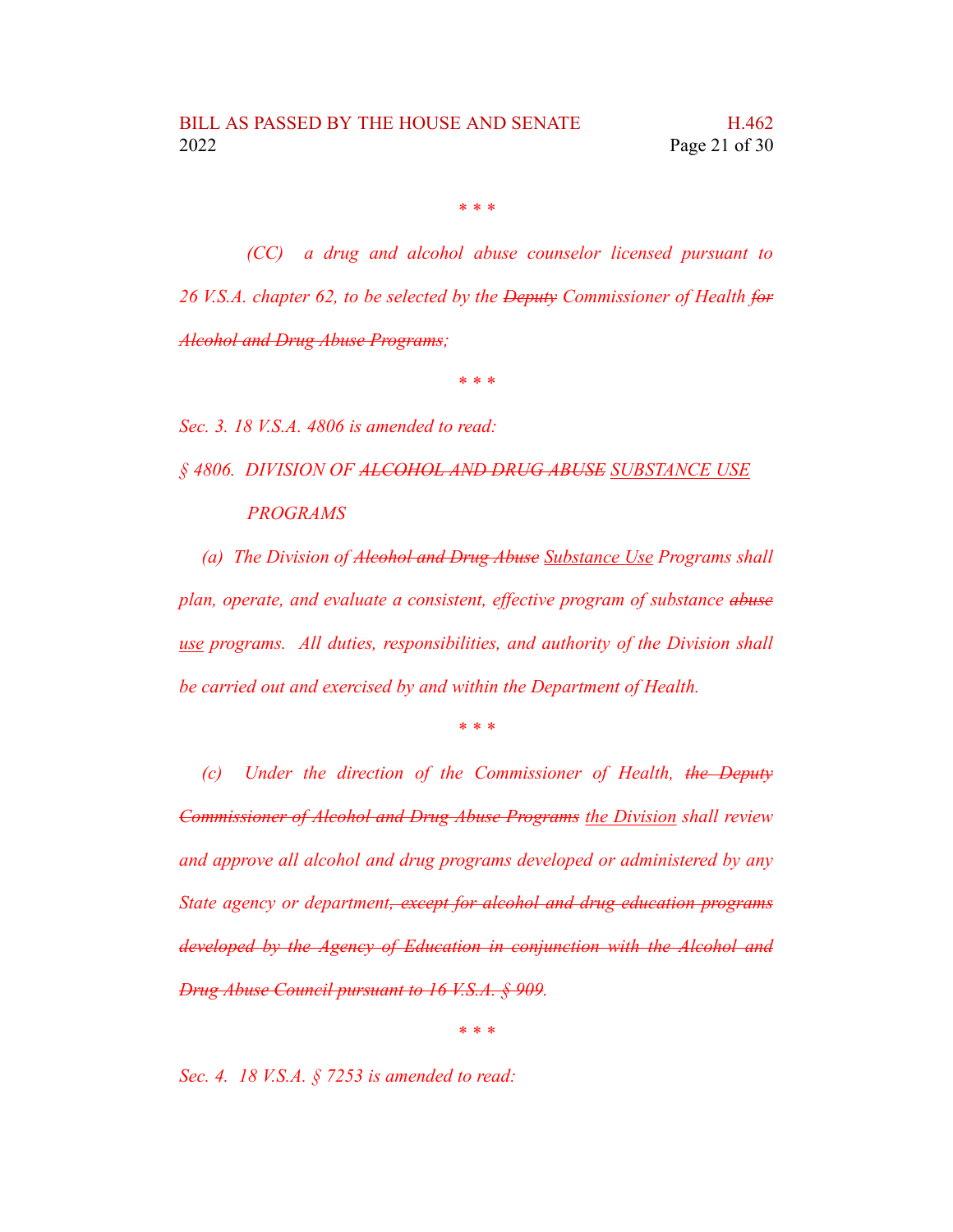\* \* \*

*(CC) a drug and alcohol abuse counselor licensed pursuant to 26 V.S.A. chapter 62, to be selected by the ~~Deputy~~ Commissioner of Health ~~for Alcohol and Drug Abuse Programs~~;*

\* \* \*

*Sec. 3. 18 V.S.A. 4806 is amended to read:*

*§ 4806. DIVISION OF ~~ALCOHOL AND DRUG ABUSE~~ <u>SUBSTANCE USE</u> PROGRAMS*

*(a) The Division of ~~Alcohol and Drug Abuse~~ <u>Substance Use</u> Programs shall plan, operate, and evaluate a consistent, effective program of substance ~~abuse~~ <u>use</u> programs. All duties, responsibilities, and authority of the Division shall be carried out and exercised by and within the Department of Health.*

\* \* \*

*(c) Under the direction of the Commissioner of Health, ~~the Deputy Commissioner of Alcohol and Drug Abuse Programs~~ <u>the Division</u> shall review and approve all alcohol and drug programs developed or administered by any State agency or department~~, except for alcohol and drug education programs developed by the Agency of Education in conjunction with the Alcohol and Drug Abuse Council pursuant to 16 V.S.A. § 909~~.*

\* \* \*

*Sec. 4. 18 V.S.A. § 7253 is amended to read:*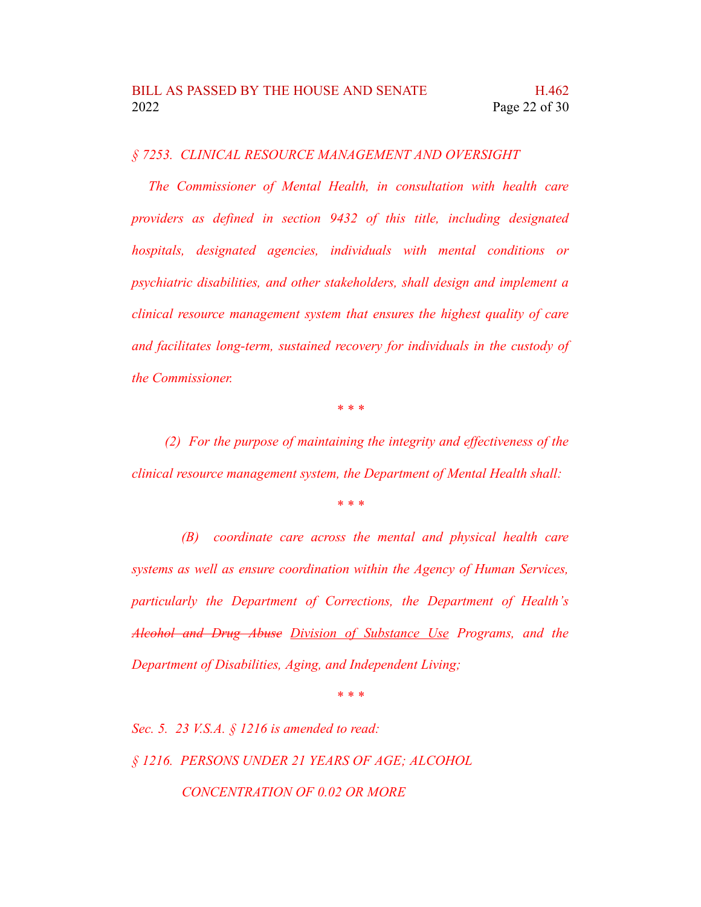*§ 7253. CLINICAL RESOURCE MANAGEMENT AND OVERSIGHT*

*The Commissioner of Mental Health, in consultation with health care providers as defined in section 9432 of this title, including designated hospitals, designated agencies, individuals with mental conditions or psychiatric disabilities, and other stakeholders, shall design and implement a clinical resource management system that ensures the highest quality of care and facilitates long-term, sustained recovery for individuals in the custody of the Commissioner.*

\* \* \*

*(2) For the purpose of maintaining the integrity and effectiveness of the clinical resource management system, the Department of Mental Health shall:*

\* \* \*

*(B) coordinate care across the mental and physical health care systems as well as ensure coordination within the Agency of Human Services, particularly the Department of Corrections, the Department of Health's ~~Alcohol and Drug Abuse~~ <u>Division of Substance Use</u> Programs, and the Department of Disabilities, Aging, and Independent Living;*

\* \* \*

*Sec. 5. 23 V.S.A. § 1216 is amended to read:*

*§ 1216. PERSONS UNDER 21 YEARS OF AGE; ALCOHOL CONCENTRATION OF 0.02 OR MORE*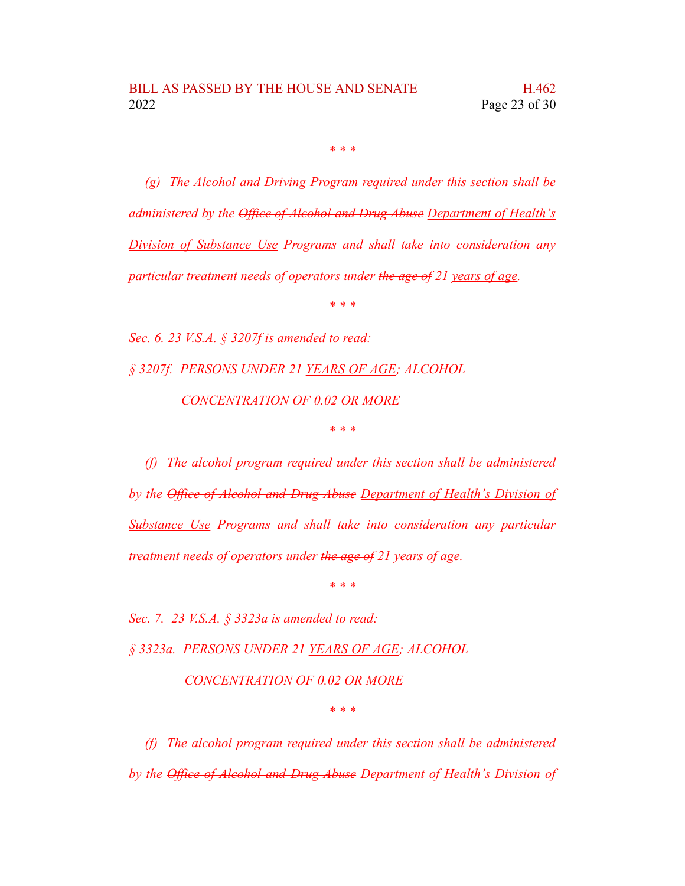\* \* \*

*(g) The Alcohol and Driving Program required under this section shall be administered by the ~~Office of Alcohol and Drug Abuse~~ <u>Department of Health's Division of Substance Use</u> Programs and shall take into consideration any particular treatment needs of operators under ~~the age of~~ 21 <u>years of age</u>.*

\* \* \*

*Sec. 6. 23 V.S.A. § 3207f is amended to read:*

*§ 3207f. PERSONS UNDER 21 <u>YEARS OF AGE</u>; ALCOHOL CONCENTRATION OF 0.02 OR MORE*

\* \* \*

*(f) The alcohol program required under this section shall be administered by the ~~Office of Alcohol and Drug Abuse~~ <u>Department of Health's Division of Substance Use</u> Programs and shall take into consideration any particular treatment needs of operators under ~~the age of~~ 21 <u>years of age</u>.*

\* \* \*

*Sec. 7. 23 V.S.A. § 3323a is amended to read:*

*§ 3323a. PERSONS UNDER 21 <u>YEARS OF AGE</u>; ALCOHOL CONCENTRATION OF 0.02 OR MORE*

\* \* \*

*(f) The alcohol program required under this section shall be administered by the ~~Office of Alcohol and Drug Abuse~~ <u>Department of Health's Division of</u>*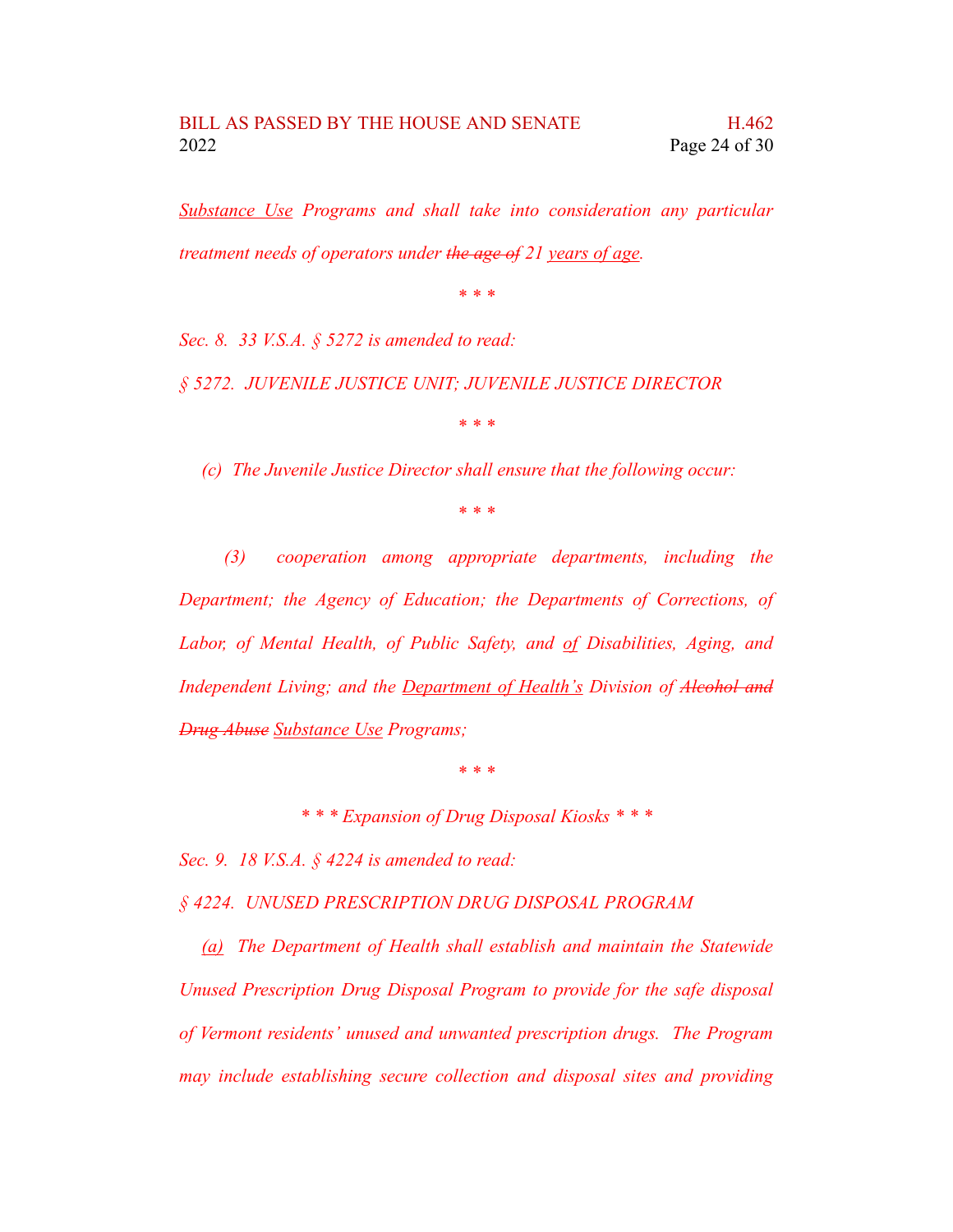*Substance Use Programs and shall take into consideration any particular treatment needs of operators under ~~the age of~~ 21 years of age.*

*\* \* \**

*Sec. 8. 33 V.S.A. § 5272 is amended to read:*

*§ 5272. JUVENILE JUSTICE UNIT; JUVENILE JUSTICE DIRECTOR*

*\* \* \**

*(c) The Juvenile Justice Director shall ensure that the following occur:*

*\* \* \**

*(3) cooperation among appropriate departments, including the Department; the Agency of Education; the Departments of Corrections, of Labor, of Mental Health, of Public Safety, and of Disabilities, Aging, and Independent Living; and the Department of Health's Division of ~~Alcohol and Drug Abuse~~ Substance Use Programs;*

*\* \* \**

*\* \* \* Expansion of Drug Disposal Kiosks \* \* \**

*Sec. 9. 18 V.S.A. § 4224 is amended to read:*

*§ 4224. UNUSED PRESCRIPTION DRUG DISPOSAL PROGRAM*

*(a) The Department of Health shall establish and maintain the Statewide Unused Prescription Drug Disposal Program to provide for the safe disposal of Vermont residents' unused and unwanted prescription drugs. The Program may include establishing secure collection and disposal sites and providing*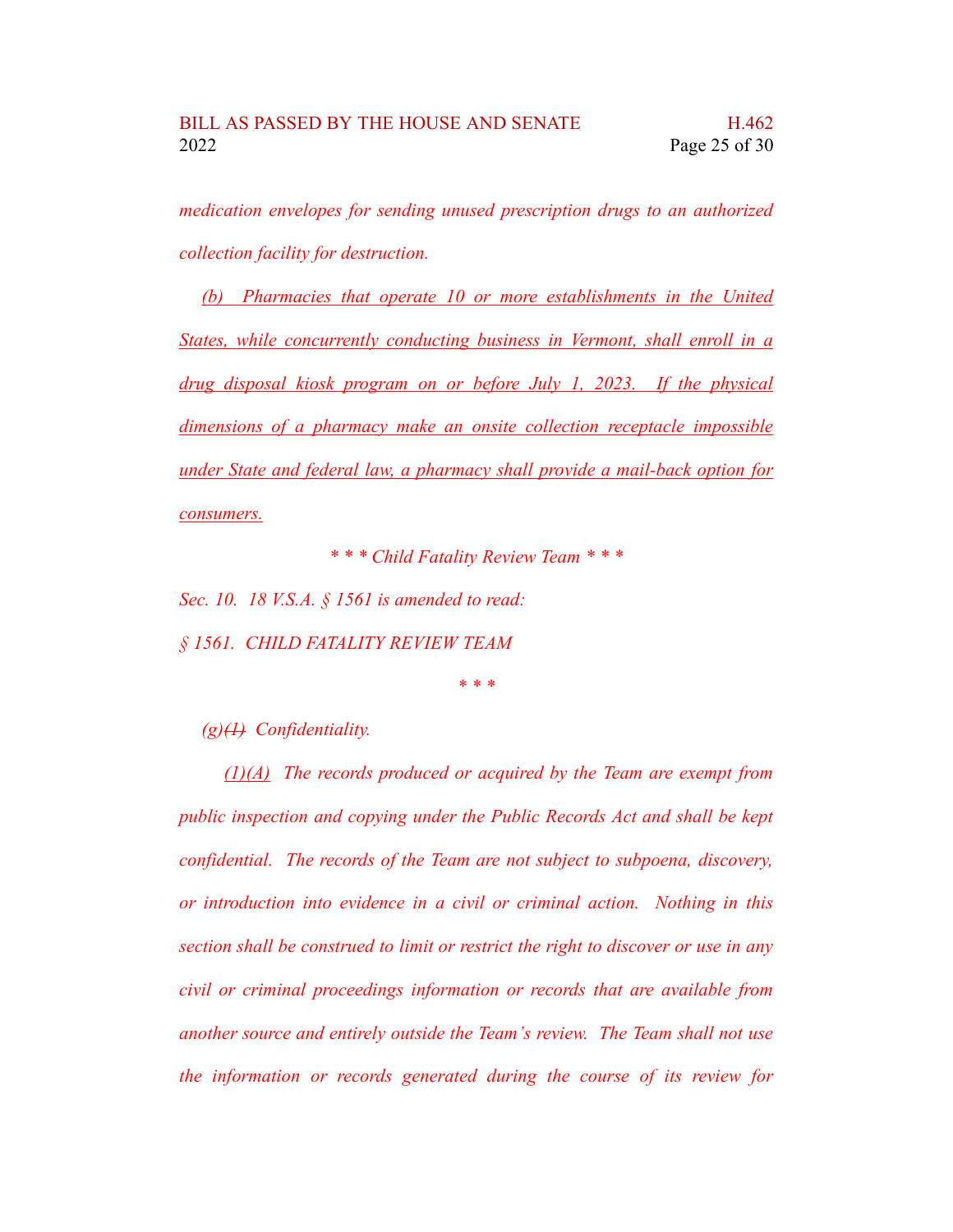*medication envelopes for sending unused prescription drugs to an authorized collection facility for destruction.*

*(b) Pharmacies that operate 10 or more establishments in the United States, while concurrently conducting business in Vermont, shall enroll in a drug disposal kiosk program on or before July 1, 2023. If the physical dimensions of a pharmacy make an onsite collection receptacle impossible under State and federal law, a pharmacy shall provide a mail-back option for consumers.*

*\* \* \* Child Fatality Review Team \* \* \**

*Sec. 10. 18 V.S.A. § 1561 is amended to read:*

*§ 1561. CHILD FATALITY REVIEW TEAM*

*\* \* \**

*(g)~~(1)~~ Confidentiality.*

*(1)(A) The records produced or acquired by the Team are exempt from public inspection and copying under the Public Records Act and shall be kept confidential. The records of the Team are not subject to subpoena, discovery, or introduction into evidence in a civil or criminal action. Nothing in this section shall be construed to limit or restrict the right to discover or use in any civil or criminal proceedings information or records that are available from another source and entirely outside the Team's review. The Team shall not use the information or records generated during the course of its review for*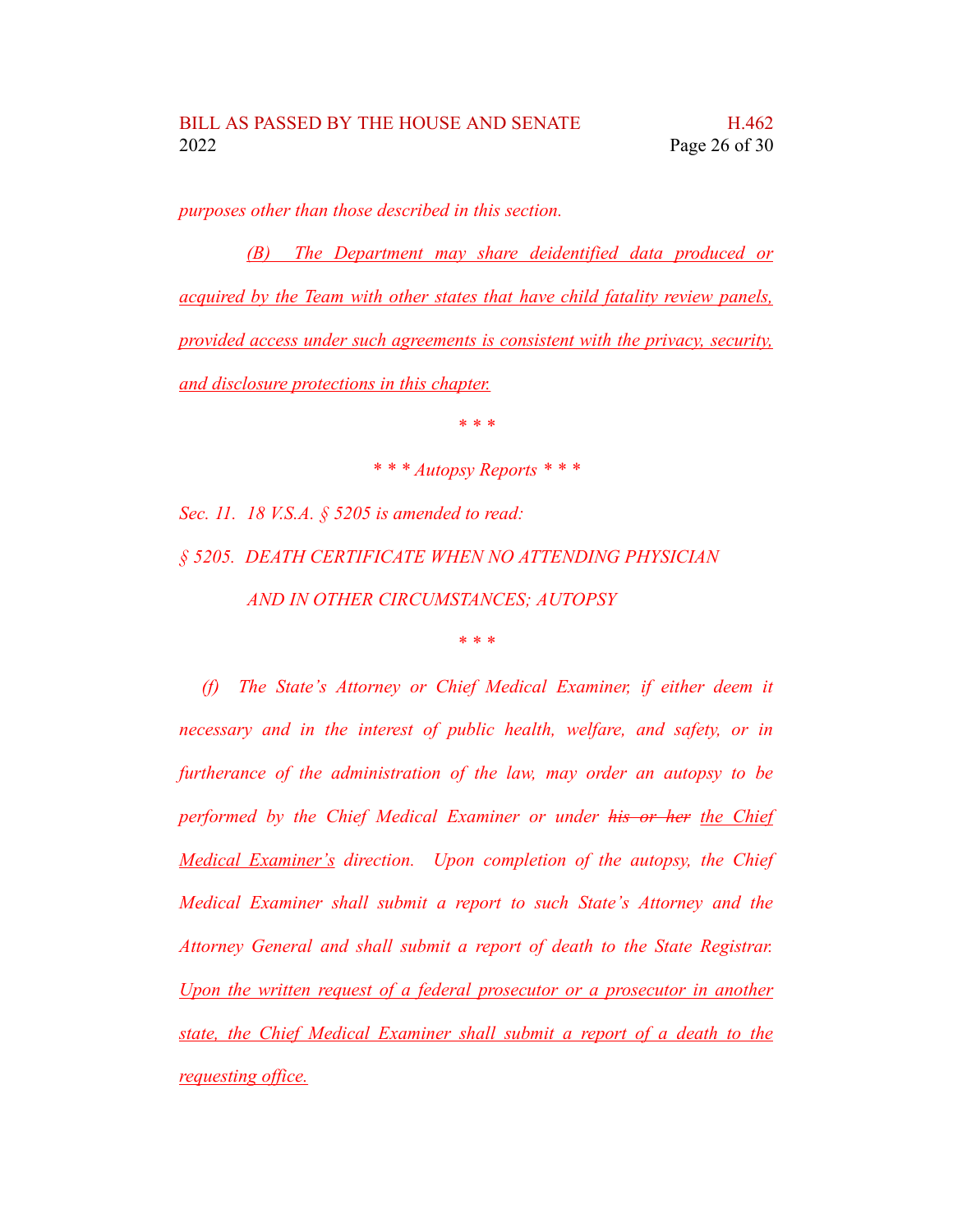*purposes other than those described in this section.*

*(B) The Department may share deidentified data produced or acquired by the Team with other states that have child fatality review panels, provided access under such agreements is consistent with the privacy, security, and disclosure protections in this chapter.*

*\* \* \**

*\* \* \* Autopsy Reports \* \* \**

*Sec. 11. 18 V.S.A. § 5205 is amended to read:*

*§ 5205. DEATH CERTIFICATE WHEN NO ATTENDING PHYSICIAN AND IN OTHER CIRCUMSTANCES; AUTOPSY*

*\* \* \**

*(f) The State's Attorney or Chief Medical Examiner, if either deem it necessary and in the interest of public health, welfare, and safety, or in furtherance of the administration of the law, may order an autopsy to be performed by the Chief Medical Examiner or under ~~his or her~~ the Chief Medical Examiner's direction. Upon completion of the autopsy, the Chief Medical Examiner shall submit a report to such State's Attorney and the Attorney General and shall submit a report of death to the State Registrar. Upon the written request of a federal prosecutor or a prosecutor in another state, the Chief Medical Examiner shall submit a report of a death to the requesting office.*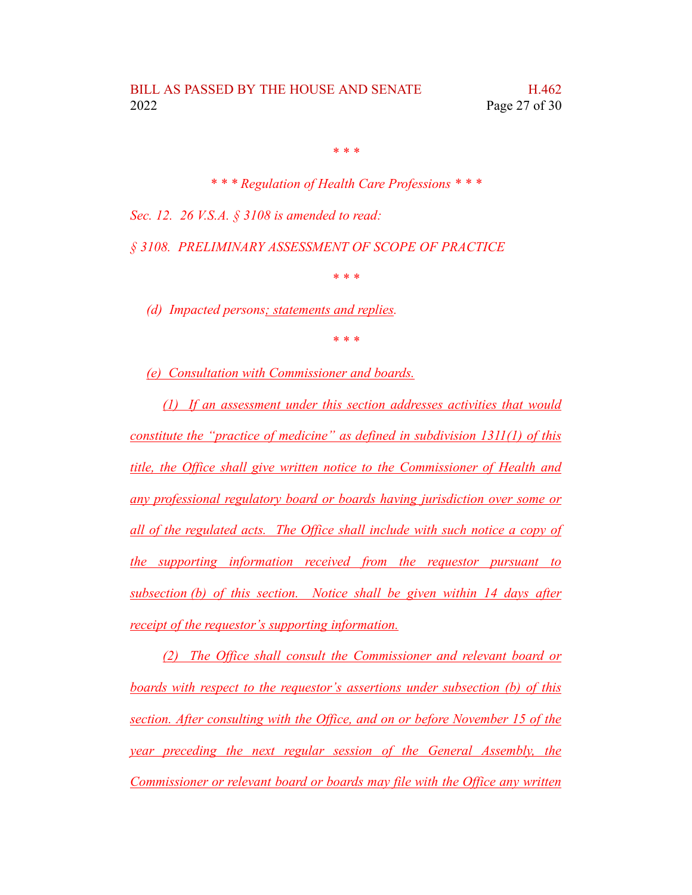\* \* \*

*\* \* \* Regulation of Health Care Professions \* \* \**

*Sec. 12. 26 V.S.A. § 3108 is amended to read:*

*§ 3108. PRELIMINARY ASSESSMENT OF SCOPE OF PRACTICE*

\* \* \*

*(d) Impacted persons; statements and replies.*

\* \* \*

*(e) Consultation with Commissioner and boards.*

*(1) If an assessment under this section addresses activities that would constitute the "practice of medicine" as defined in subdivision 1311(1) of this title, the Office shall give written notice to the Commissioner of Health and any professional regulatory board or boards having jurisdiction over some or all of the regulated acts. The Office shall include with such notice a copy of the supporting information received from the requestor pursuant to subsection (b) of this section. Notice shall be given within 14 days after receipt of the requestor's supporting information.*

*(2) The Office shall consult the Commissioner and relevant board or boards with respect to the requestor's assertions under subsection (b) of this section. After consulting with the Office, and on or before November 15 of the year preceding the next regular session of the General Assembly, the Commissioner or relevant board or boards may file with the Office any written*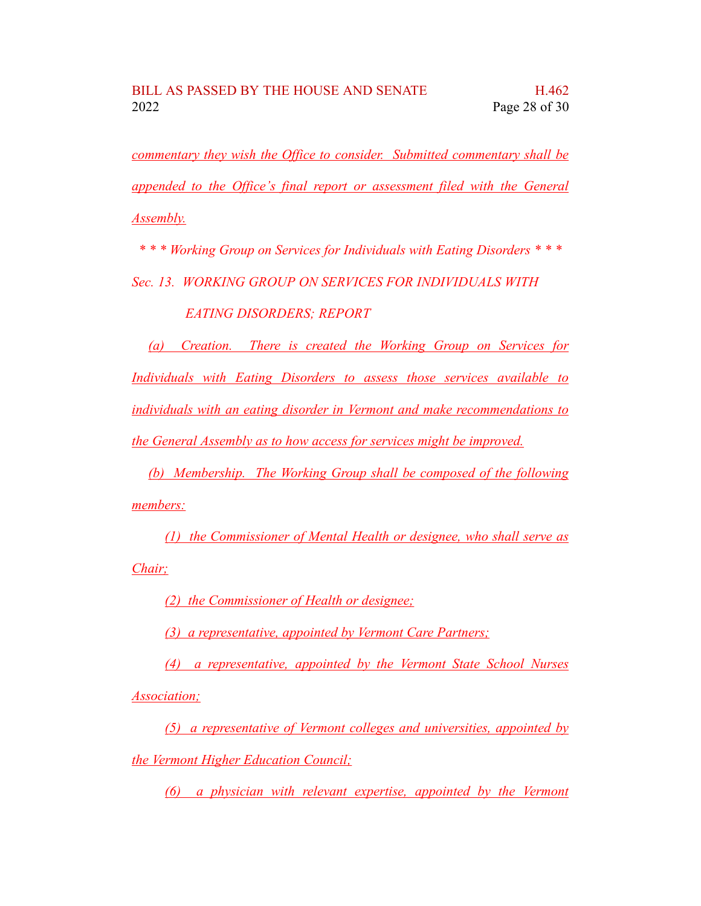*commentary they wish the Office to consider. Submitted commentary shall be appended to the Office's final report or assessment filed with the General Assembly.*

*\* \* \* Working Group on Services for Individuals with Eating Disorders \* \* \**

*Sec. 13. WORKING GROUP ON SERVICES FOR INDIVIDUALS WITH EATING DISORDERS; REPORT*

*(a) Creation. There is created the Working Group on Services for Individuals with Eating Disorders to assess those services available to individuals with an eating disorder in Vermont and make recommendations to the General Assembly as to how access for services might be improved.*

*(b) Membership. The Working Group shall be composed of the following members:*

*(1) the Commissioner of Mental Health or designee, who shall serve as Chair;*

*(2) the Commissioner of Health or designee;*

*(3) a representative, appointed by Vermont Care Partners;*

*(4) a representative, appointed by the Vermont State School Nurses Association;*

*(5) a representative of Vermont colleges and universities, appointed by the Vermont Higher Education Council;*

*(6) a physician with relevant expertise, appointed by the Vermont*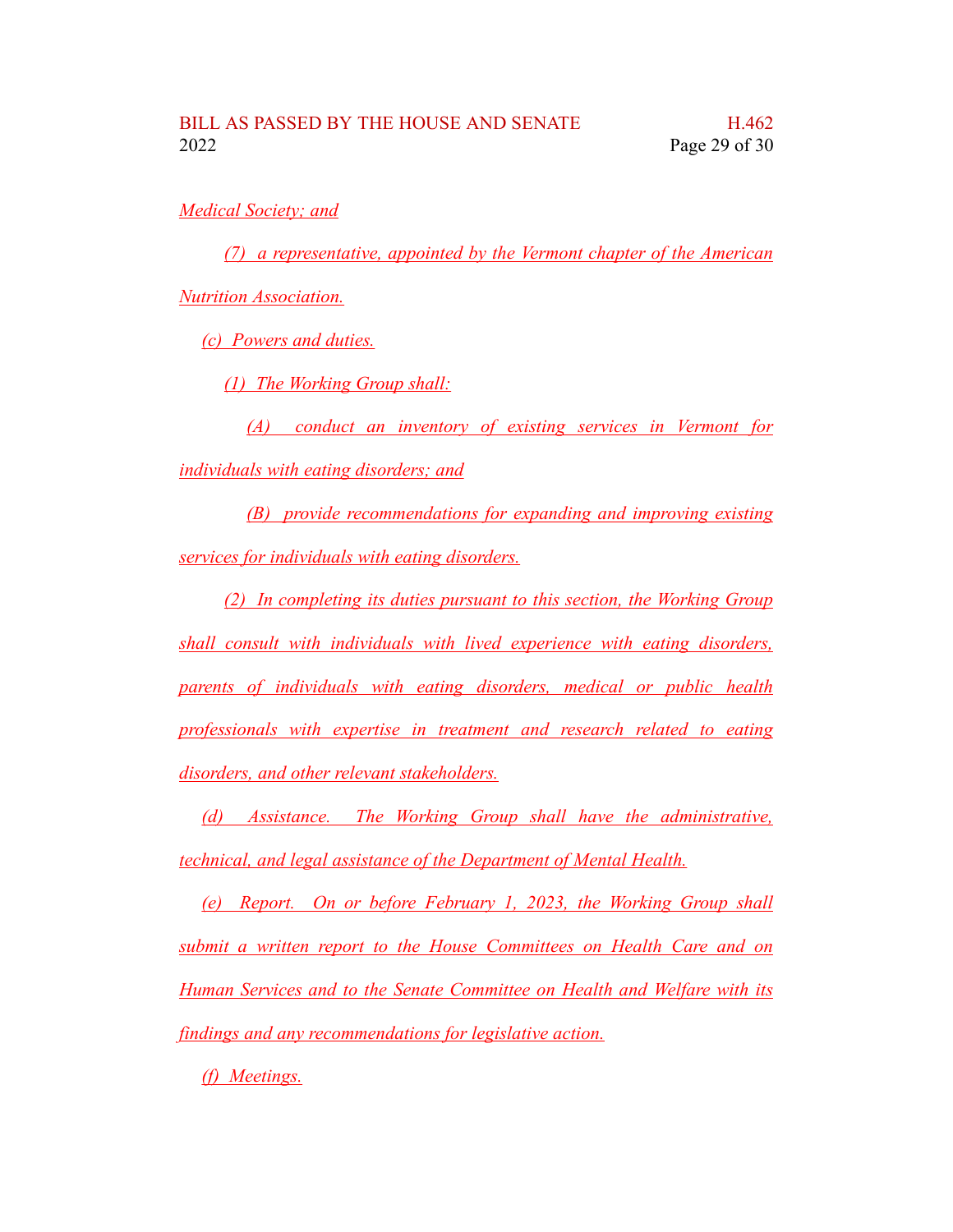*Medical Society; and*

*(7) a representative, appointed by the Vermont chapter of the American Nutrition Association.*

*(c) Powers and duties.*

*(1) The Working Group shall:*

*(A) conduct an inventory of existing services in Vermont for individuals with eating disorders; and*

*(B) provide recommendations for expanding and improving existing services for individuals with eating disorders.*

*(2) In completing its duties pursuant to this section, the Working Group shall consult with individuals with lived experience with eating disorders, parents of individuals with eating disorders, medical or public health professionals with expertise in treatment and research related to eating disorders, and other relevant stakeholders.*

*(d) Assistance. The Working Group shall have the administrative, technical, and legal assistance of the Department of Mental Health.*

*(e) Report. On or before February 1, 2023, the Working Group shall submit a written report to the House Committees on Health Care and on Human Services and to the Senate Committee on Health and Welfare with its findings and any recommendations for legislative action.*

*(f) Meetings.*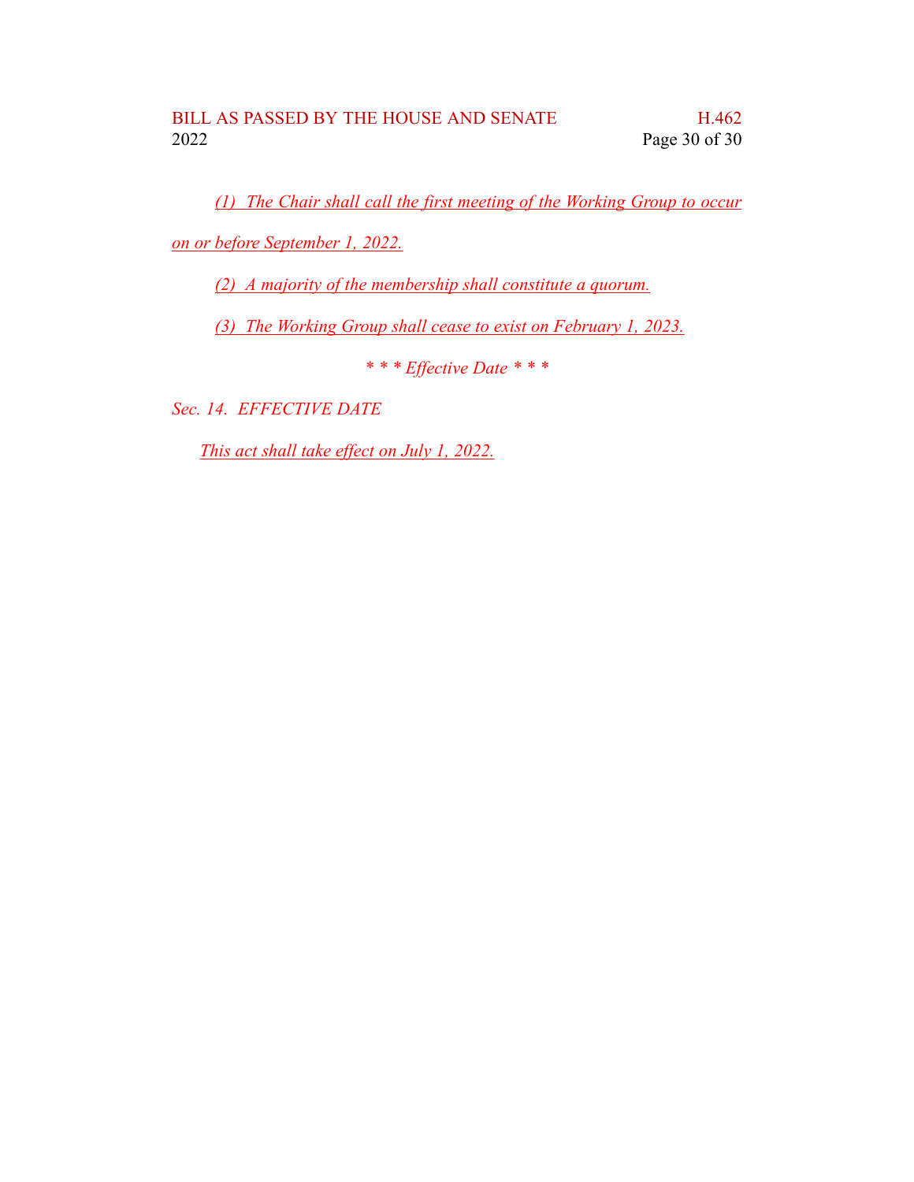*(1) The Chair shall call the first meeting of the Working Group to occur on or before September 1, 2022.*

*(2) A majority of the membership shall constitute a quorum.*

*(3) The Working Group shall cease to exist on February 1, 2023.*

*\* \* \* Effective Date \* \* \**

*Sec. 14. EFFECTIVE DATE*

*This act shall take effect on July 1, 2022.*